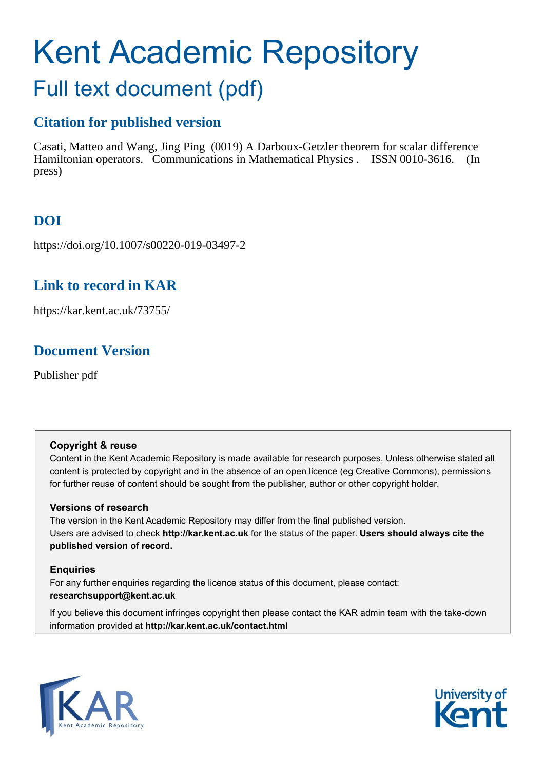# Kent Academic Repository

## Full text document (pdf)

## Citation for published version

Casati, Matteo and Wang, Jing Ping (0019) A Darboux-Getzler theorem for scalar difference Hamiltonian operators. Communications in Mathematical Physics . ISSN 0010-3616. (In press)

## DOI

https://doi.org/10.1007/s00220-019-03497-2

## Link to record in KAR

https://kar.kent.ac.uk/73755/

## Document Version

Publisher pdf

**Copyright & reuse**

Content in the Kent Academic Repository is made available for research purposes. Unless otherwise stated all content is protected by copyright and in the absence of an open licence (eg Creative Commons), permissions for further reuse of content should be sought from the publisher, author or other copyright holder.

**Versions of research**

The version in the Kent Academic Repository may differ from the final published version. Users are advised to check **http://kar.kent.ac.uk** for the status of the paper. **Users should always cite the published version of record.**

**Enquiries**

For any further enquiries regarding the licence status of this document, please contact: **researchsupport@kent.ac.uk**

If you believe this document infringes copyright then please contact the KAR admin team with the take-down information provided at **http://kar.kent.ac.uk/contact.html**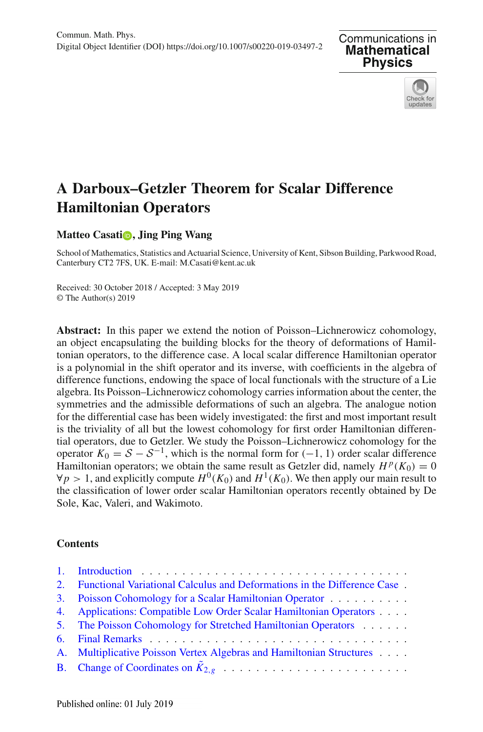Commun. Math. Phys.
Digital Object Identifier (DOI) https://doi.org/10.1007/s00220-019-03497-2

# A Darboux–Getzler Theorem for Scalar Difference Hamiltonian Operators

**Matteo Casati, Jing Ping Wang**

School of Mathematics, Statistics and Actuarial Science, University of Kent, Sibson Building, Parkwood Road, Canterbury CT2 7FS, UK. E-mail: M.Casati@kent.ac.uk

Received: 30 October 2018 / Accepted: 3 May 2019
© The Author(s) 2019

**Abstract:** In this paper we extend the notion of Poisson–Lichnerowicz cohomology, an object encapsulating the building blocks for the theory of deformations of Hamiltonian operators, to the difference case. A local scalar difference Hamiltonian operator is a polynomial in the shift operator and its inverse, with coefficients in the algebra of difference functions, endowing the space of local functionals with the structure of a Lie algebra. Its Poisson–Lichnerowicz cohomology carries information about the center, the symmetries and the admissible deformations of such an algebra. The analogue notion for the differential case has been widely investigated: the first and most important result is the triviality of all but the lowest cohomology for first order Hamiltonian differential operators, due to Getzler. We study the Poisson–Lichnerowicz cohomology for the operator $K_0 = \mathcal{S} - \mathcal{S}^{-1}$, which is the normal form for $(-1, 1)$ order scalar difference Hamiltonian operators; we obtain the same result as Getzler did, namely $H^p(K_0) = 0$ $\forall p > 1$, and explicitly compute $H^0(K_0)$ and $H^1(K_0)$. We then apply our main result to the classification of lower order scalar Hamiltonian operators recently obtained by De Sole, Kac, Valeri, and Wakimoto.

## Contents

1. Introduction
2. Functional Variational Calculus and Deformations in the Difference Case
3. Poisson Cohomology for a Scalar Hamiltonian Operator
4. Applications: Compatible Low Order Scalar Hamiltonian Operators
5. The Poisson Cohomology for Stretched Hamiltonian Operators
6. Final Remarks

A. Multiplicative Poisson Vertex Algebras and Hamiltonian Structures
B. Change of Coordinates on $\tilde{K}_{2,g}$

Published online: 01 July 2019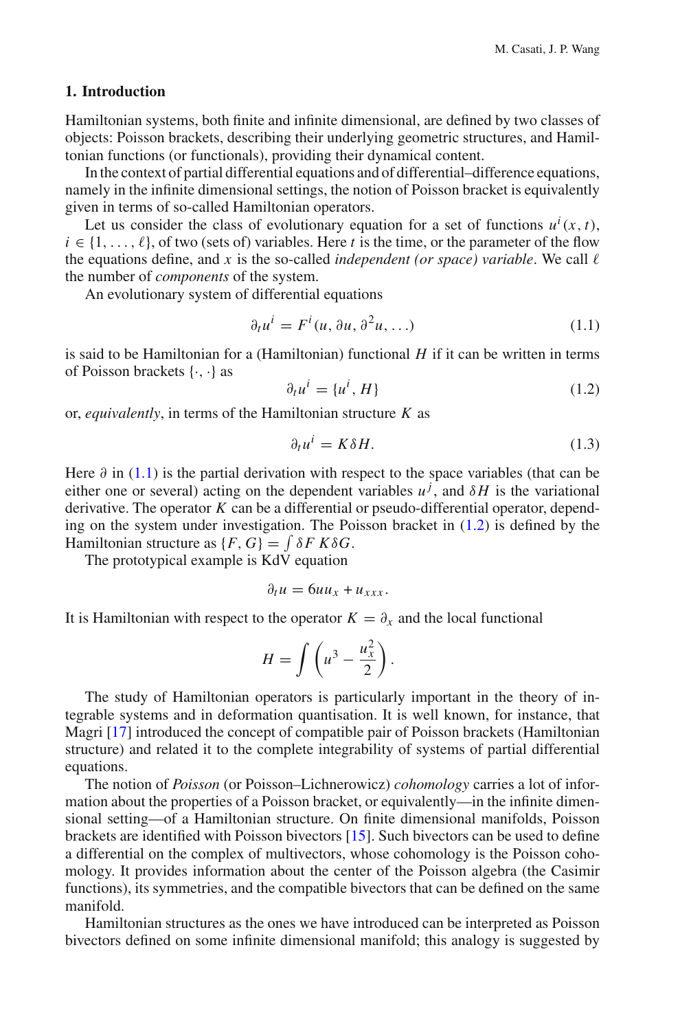## 1. Introduction

Hamiltonian systems, both finite and infinite dimensional, are defined by two classes of objects: Poisson brackets, describing their underlying geometric structures, and Hamiltonian functions (or functionals), providing their dynamical content.

In the context of partial differential equations and of differential–difference equations, namely in the infinite dimensional settings, the notion of Poisson bracket is equivalently given in terms of so-called Hamiltonian operators.

Let us consider the class of evolutionary equation for a set of functions $u^i(x,t)$, $i \in \{1, \ldots, \ell\}$, of two (sets of) variables. Here $t$ is the time, or the parameter of the flow the equations define, and $x$ is the so-called *independent (or space) variable*. We call $\ell$ the number of *components* of the system.

An evolutionary system of differential equations

$$\partial_t u^i = F^i(u, \partial u, \partial^2 u, \ldots) \tag{1.1}$$

is said to be Hamiltonian for a (Hamiltonian) functional $H$ if it can be written in terms of Poisson brackets $\{\cdot, \cdot\}$ as

$$\partial_t u^i = \{u^i, H\} \tag{1.2}$$

or, *equivalently*, in terms of the Hamiltonian structure $K$ as

$$\partial_t u^i = K\delta H. \tag{1.3}$$

Here $\partial$ in (1.1) is the partial derivation with respect to the space variables (that can be either one or several) acting on the dependent variables $u^j$, and $\delta H$ is the variational derivative. The operator $K$ can be a differential or pseudo-differential operator, depending on the system under investigation. The Poisson bracket in (1.2) is defined by the Hamiltonian structure as $\{F, G\} = \int \delta F \, K\delta G$.

The prototypical example is KdV equation

$$\partial_t u = 6uu_x + u_{xxx}.$$

It is Hamiltonian with respect to the operator $K = \partial_x$ and the local functional

$$H = \int \left( u^3 - \frac{u_x^2}{2} \right).$$

The study of Hamiltonian operators is particularly important in the theory of integrable systems and in deformation quantisation. It is well known, for instance, that Magri [17] introduced the concept of compatible pair of Poisson brackets (Hamiltonian structure) and related it to the complete integrability of systems of partial differential equations.

The notion of *Poisson* (or Poisson–Lichnerowicz) *cohomology* carries a lot of information about the properties of a Poisson bracket, or equivalently—in the infinite dimensional setting—of a Hamiltonian structure. On finite dimensional manifolds, Poisson brackets are identified with Poisson bivectors [15]. Such bivectors can be used to define a differential on the complex of multivectors, whose cohomology is the Poisson cohomology. It provides information about the center of the Poisson algebra (the Casimir functions), its symmetries, and the compatible bivectors that can be defined on the same manifold.

Hamiltonian structures as the ones we have introduced can be interpreted as Poisson bivectors defined on some infinite dimensional manifold; this analogy is suggested by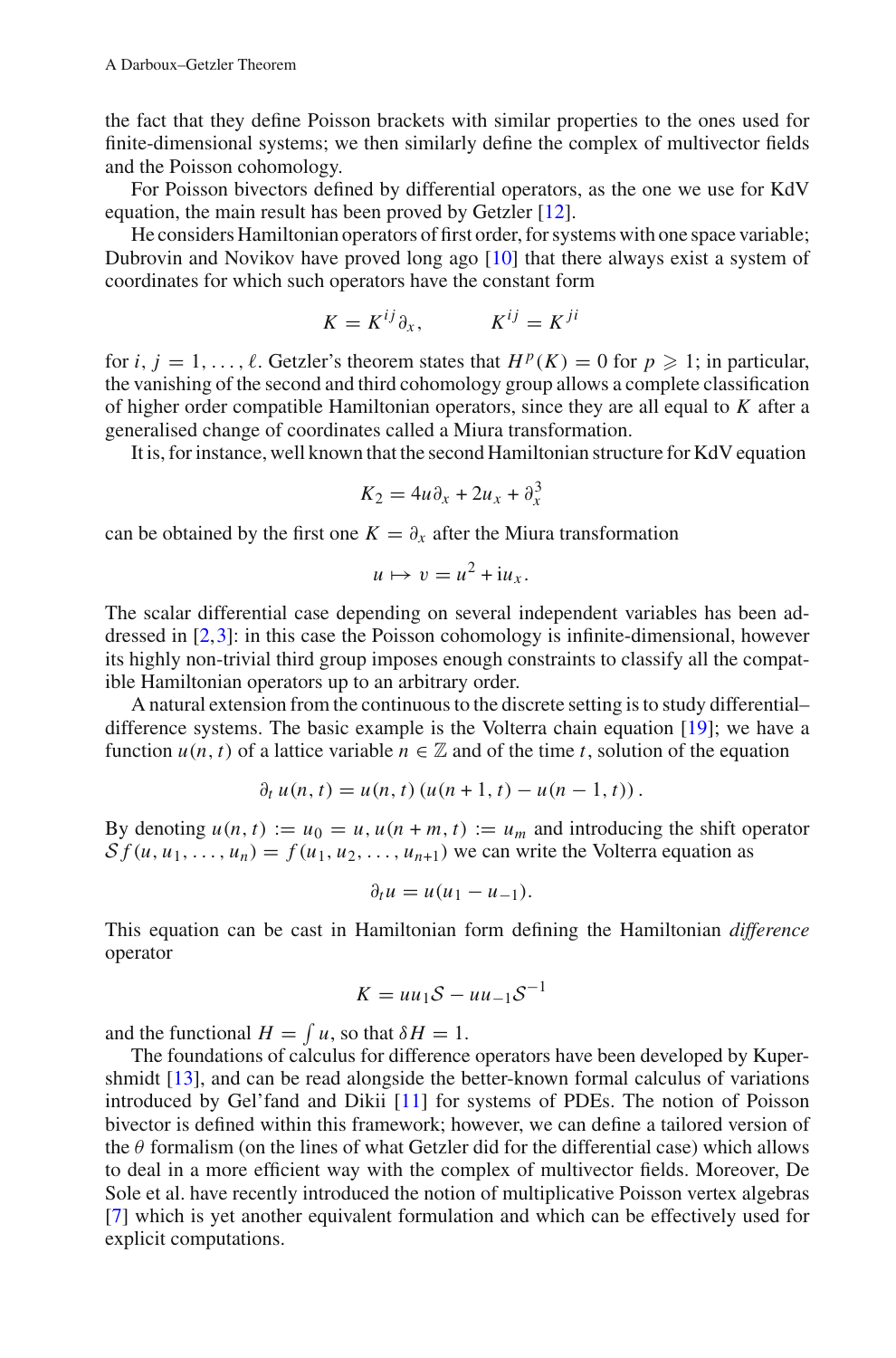the fact that they define Poisson brackets with similar properties to the ones used for finite-dimensional systems; we then similarly define the complex of multivector fields and the Poisson cohomology.

For Poisson bivectors defined by differential operators, as the one we use for KdV equation, the main result has been proved by Getzler [12].

He considers Hamiltonian operators of first order, for systems with one space variable; Dubrovin and Novikov have proved long ago [10] that there always exist a system of coordinates for which such operators have the constant form

$$K = K^{ij}\partial_x, \qquad K^{ij} = K^{ji}$$

for $i, j = 1, \ldots, \ell$. Getzler's theorem states that $H^p(K) = 0$ for $p \geqslant 1$; in particular, the vanishing of the second and third cohomology group allows a complete classification of higher order compatible Hamiltonian operators, since they are all equal to $K$ after a generalised change of coordinates called a Miura transformation.

It is, for instance, well known that the second Hamiltonian structure for KdV equation

$$K_2 = 4u\partial_x + 2u_x + \partial_x^3$$

can be obtained by the first one $K = \partial_x$ after the Miura transformation

$$u \mapsto v = u^2 + \mathrm{i}u_x.$$

The scalar differential case depending on several independent variables has been addressed in [2,3]: in this case the Poisson cohomology is infinite-dimensional, however its highly non-trivial third group imposes enough constraints to classify all the compatible Hamiltonian operators up to an arbitrary order.

A natural extension from the continuous to the discrete setting is to study differential–difference systems. The basic example is the Volterra chain equation [19]; we have a function $u(n,t)$ of a lattice variable $n \in \mathbb{Z}$ and of the time $t$, solution of the equation

$$\partial_t\, u(n,t) = u(n,t)\,(u(n+1,t) - u(n-1,t))\,.$$

By denoting $u(n,t) := u_0 = u$, $u(n+m,t) := u_m$ and introducing the shift operator $\mathcal{S} f(u, u_1, \ldots, u_n) = f(u_1, u_2, \ldots, u_{n+1})$ we can write the Volterra equation as

$$\partial_t u = u(u_1 - u_{-1}).$$

This equation can be cast in Hamiltonian form defining the Hamiltonian *difference* operator

$$K = uu_1\mathcal{S} - uu_{-1}\mathcal{S}^{-1}$$

and the functional $H = \int u$, so that $\delta H = 1$.

The foundations of calculus for difference operators have been developed by Kupershmidt [13], and can be read alongside the better-known formal calculus of variations introduced by Gel'fand and Dikii [11] for systems of PDEs. The notion of Poisson bivector is defined within this framework; however, we can define a tailored version of the $\theta$ formalism (on the lines of what Getzler did for the differential case) which allows to deal in a more efficient way with the complex of multivector fields. Moreover, De Sole et al. have recently introduced the notion of multiplicative Poisson vertex algebras [7] which is yet another equivalent formulation and which can be effectively used for explicit computations.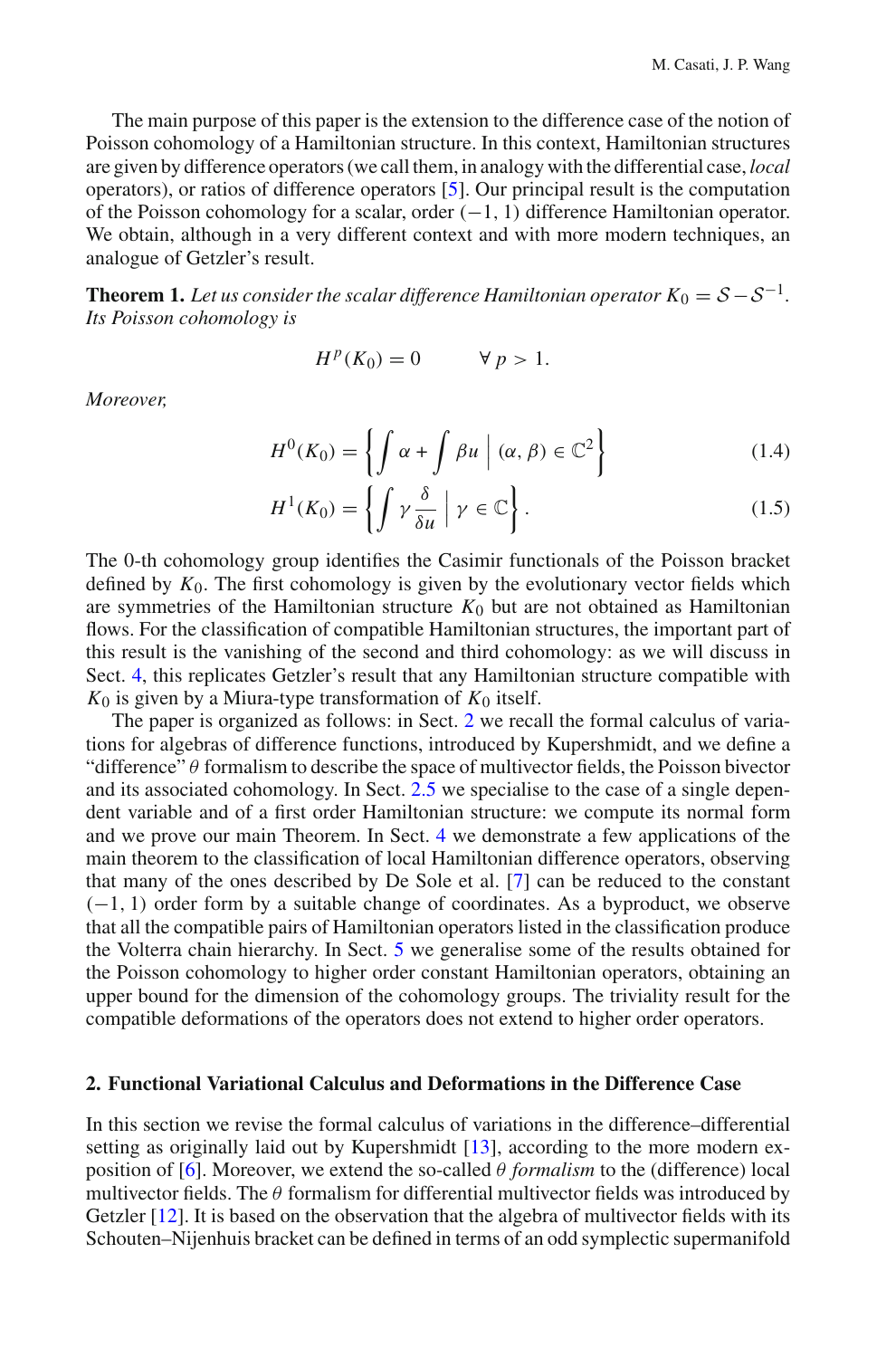The main purpose of this paper is the extension to the difference case of the notion of Poisson cohomology of a Hamiltonian structure. In this context, Hamiltonian structures are given by difference operators (we call them, in analogy with the differential case, *local* operators), or ratios of difference operators [5]. Our principal result is the computation of the Poisson cohomology for a scalar, order $(-1, 1)$ difference Hamiltonian operator. We obtain, although in a very different context and with more modern techniques, an analogue of Getzler's result.

**Theorem 1.** *Let us consider the scalar difference Hamiltonian operator $K_0 = \mathcal{S} - \mathcal{S}^{-1}$. Its Poisson cohomology is*

$$H^p(K_0) = 0 \qquad \forall\, p > 1.$$

*Moreover,*

$$H^0(K_0) = \left\{ \int \alpha + \int \beta u \;\middle|\; (\alpha, \beta) \in \mathbb{C}^2 \right\} \tag{1.4}$$

$$H^1(K_0) = \left\{ \int \gamma \frac{\delta}{\delta u} \;\middle|\; \gamma \in \mathbb{C} \right\}. \tag{1.5}$$

The 0-th cohomology group identifies the Casimir functionals of the Poisson bracket defined by $K_0$. The first cohomology is given by the evolutionary vector fields which are symmetries of the Hamiltonian structure $K_0$ but are not obtained as Hamiltonian flows. For the classification of compatible Hamiltonian structures, the important part of this result is the vanishing of the second and third cohomology: as we will discuss in Sect. 4, this replicates Getzler's result that any Hamiltonian structure compatible with $K_0$ is given by a Miura-type transformation of $K_0$ itself.

The paper is organized as follows: in Sect. 2 we recall the formal calculus of variations for algebras of difference functions, introduced by Kupershmidt, and we define a "difference" $\theta$ formalism to describe the space of multivector fields, the Poisson bivector and its associated cohomology. In Sect. 2.5 we specialise to the case of a single dependent variable and of a first order Hamiltonian structure: we compute its normal form and we prove our main Theorem. In Sect. 4 we demonstrate a few applications of the main theorem to the classification of local Hamiltonian difference operators, observing that many of the ones described by De Sole et al. [7] can be reduced to the constant $(-1, 1)$ order form by a suitable change of coordinates. As a byproduct, we observe that all the compatible pairs of Hamiltonian operators listed in the classification produce the Volterra chain hierarchy. In Sect. 5 we generalise some of the results obtained for the Poisson cohomology to higher order constant Hamiltonian operators, obtaining an upper bound for the dimension of the cohomology groups. The triviality result for the compatible deformations of the operators does not extend to higher order operators.

## 2. Functional Variational Calculus and Deformations in the Difference Case

In this section we revise the formal calculus of variations in the difference–differential setting as originally laid out by Kupershmidt [13], according to the more modern exposition of [6]. Moreover, we extend the so-called *$\theta$ formalism* to the (difference) local multivector fields. The $\theta$ formalism for differential multivector fields was introduced by Getzler [12]. It is based on the observation that the algebra of multivector fields with its Schouten–Nijenhuis bracket can be defined in terms of an odd symplectic supermanifold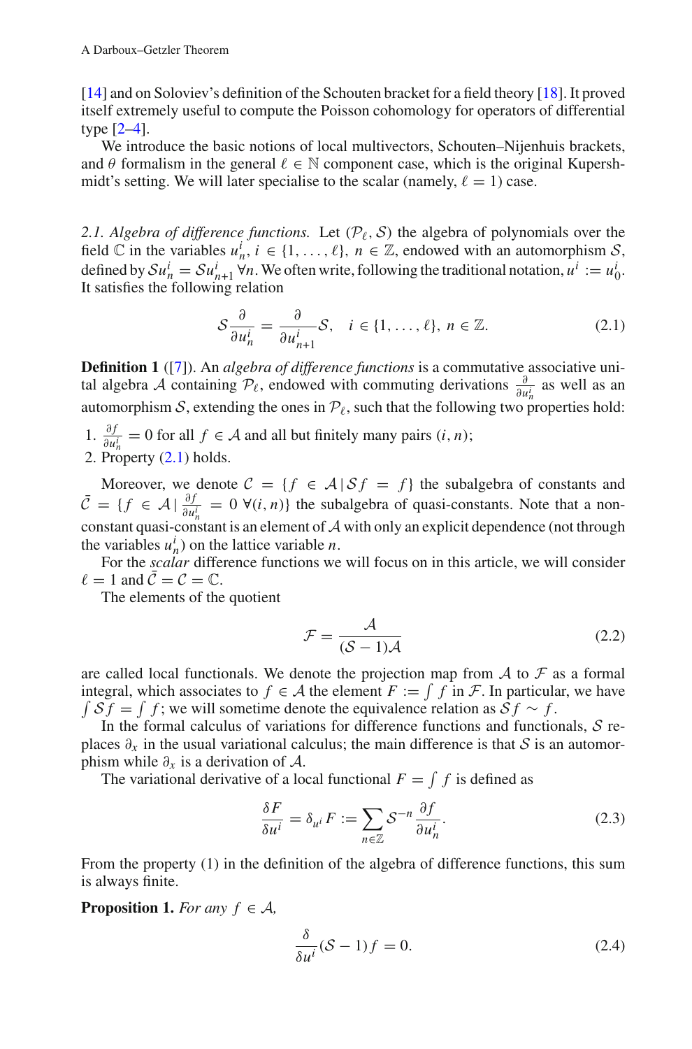[14] and on Soloviev's definition of the Schouten bracket for a field theory [18]. It proved itself extremely useful to compute the Poisson cohomology for operators of differential type [2–4].

We introduce the basic notions of local multivectors, Schouten–Nijenhuis brackets, and $\theta$ formalism in the general $\ell \in \mathbb{N}$ component case, which is the original Kupershmidt's setting. We will later specialise to the scalar (namely, $\ell = 1$) case.

*2.1. Algebra of difference functions.* Let $(\mathcal{P}_\ell, \mathcal{S})$ the algebra of polynomials over the field $\mathbb{C}$ in the variables $u_n^i$, $i \in \{1, \dots, \ell\}$, $n \in \mathbb{Z}$, endowed with an automorphism $\mathcal{S}$, defined by $\mathcal{S}u_n^i = \mathcal{S}u_{n+1}^i$ $\forall n$. We often write, following the traditional notation, $u^i := u_0^i$. It satisfies the following relation

$$\mathcal{S}\frac{\partial}{\partial u_n^i} = \frac{\partial}{\partial u_{n+1}^i}\mathcal{S}, \quad i \in \{1, \dots, \ell\},\ n \in \mathbb{Z}. \tag{2.1}$$

**Definition 1** ([7]). An *algebra of difference functions* is a commutative associative unital algebra $\mathcal{A}$ containing $\mathcal{P}_\ell$, endowed with commuting derivations $\frac{\partial}{\partial u_n^i}$ as well as an automorphism $\mathcal{S}$, extending the ones in $\mathcal{P}_\ell$, such that the following two properties hold:

1. $\frac{\partial f}{\partial u_n^i} = 0$ for all $f \in \mathcal{A}$ and all but finitely many pairs $(i, n)$;
2. Property (2.1) holds.

Moreover, we denote $\mathcal{C} = \{f \in \mathcal{A} \,|\, \mathcal{S}f = f\}$ the subalgebra of constants and $\bar{\mathcal{C}} = \{f \in \mathcal{A} \,|\, \frac{\partial f}{\partial u_n^i} = 0\ \forall (i, n)\}$ the subalgebra of quasi-constants. Note that a non-constant quasi-constant is an element of $\mathcal{A}$ with only an explicit dependence (not through the variables $u_n^i$) on the lattice variable $n$.

For the *scalar* difference functions we will focus on in this article, we will consider $\ell = 1$ and $\bar{\mathcal{C}} = \mathcal{C} = \mathbb{C}$.

The elements of the quotient

$$\mathcal{F} = \frac{\mathcal{A}}{(\mathcal{S} - 1)\mathcal{A}} \tag{2.2}$$

are called local functionals. We denote the projection map from $\mathcal{A}$ to $\mathcal{F}$ as a formal integral, which associates to $f \in \mathcal{A}$ the element $F := \int f$ in $\mathcal{F}$. In particular, we have $\int \mathcal{S}f = \int f$; we will sometime denote the equivalence relation as $\mathcal{S}f \sim f$.

In the formal calculus of variations for difference functions and functionals, $\mathcal{S}$ replaces $\partial_x$ in the usual variational calculus; the main difference is that $\mathcal{S}$ is an automorphism while $\partial_x$ is a derivation of $\mathcal{A}$.

The variational derivative of a local functional $F = \int f$ is defined as

$$\frac{\delta F}{\delta u^i} = \delta_{u^i} F := \sum_{n \in \mathbb{Z}} \mathcal{S}^{-n} \frac{\partial f}{\partial u_n^i}. \tag{2.3}$$

From the property (1) in the definition of the algebra of difference functions, this sum is always finite.

**Proposition 1.** *For any $f \in \mathcal{A}$,*

$$\frac{\delta}{\delta u^i}(\mathcal{S} - 1)f = 0. \tag{2.4}$$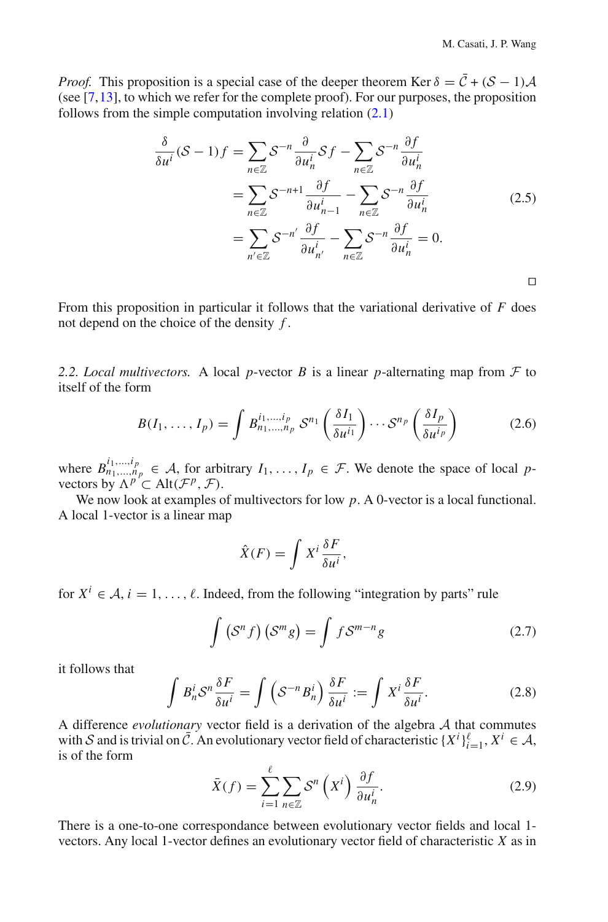*Proof.* This proposition is a special case of the deeper theorem $\operatorname{Ker}\delta = \bar{\mathcal{C}} + (\mathcal{S}-1)\mathcal{A}$ (see [7,13], to which we refer for the complete proof). For our purposes, the proposition follows from the simple computation involving relation (2.1)

$$
\begin{aligned}
\frac{\delta}{\delta u^i}(\mathcal{S}-1)f &= \sum_{n\in\mathbb{Z}} \mathcal{S}^{-n}\frac{\partial}{\partial u^i_n}\mathcal{S}f - \sum_{n\in\mathbb{Z}}\mathcal{S}^{-n}\frac{\partial f}{\partial u^i_n} \\
&= \sum_{n\in\mathbb{Z}} \mathcal{S}^{-n+1}\frac{\partial f}{\partial u^i_{n-1}} - \sum_{n\in\mathbb{Z}}\mathcal{S}^{-n}\frac{\partial f}{\partial u^i_n} \\
&= \sum_{n'\in\mathbb{Z}} \mathcal{S}^{-n'}\frac{\partial f}{\partial u^i_{n'}} - \sum_{n\in\mathbb{Z}}\mathcal{S}^{-n}\frac{\partial f}{\partial u^i_n} = 0.
\end{aligned}
\tag{2.5}
$$

□

From this proposition in particular it follows that the variational derivative of $F$ does not depend on the choice of the density $f$.

*2.2. Local multivectors.* A local $p$-vector $B$ is a linear $p$-alternating map from $\mathcal{F}$ to itself of the form

$$
B(I_1,\ldots,I_p) = \int B^{i_1,\ldots,i_p}_{n_1,\ldots,n_p}\, \mathcal{S}^{n_1}\left(\frac{\delta I_1}{\delta u^{i_1}}\right)\cdots\mathcal{S}^{n_p}\left(\frac{\delta I_p}{\delta u^{i_p}}\right) \tag{2.6}
$$

where $B^{i_1,\ldots,i_p}_{n_1,\ldots,n_p}\in\mathcal{A}$, for arbitrary $I_1,\ldots,I_p\in\mathcal{F}$. We denote the space of local $p$-vectors by $\Lambda^p \subset \operatorname{Alt}(\mathcal{F}^p,\mathcal{F})$.

We now look at examples of multivectors for low $p$. A 0-vector is a local functional. A local 1-vector is a linear map

$$
\hat{X}(F) = \int X^i \frac{\delta F}{\delta u^i},
$$

for $X^i\in\mathcal{A}$, $i=1,\ldots,\ell$. Indeed, from the following "integration by parts" rule

$$
\int \left(\mathcal{S}^n f\right)\left(\mathcal{S}^m g\right) = \int f\,\mathcal{S}^{m-n} g \tag{2.7}
$$

it follows that

$$
\int B^i_n \mathcal{S}^n\frac{\delta F}{\delta u^i} = \int \left(\mathcal{S}^{-n}B^i_n\right)\frac{\delta F}{\delta u^i} := \int X^i\frac{\delta F}{\delta u^i}. \tag{2.8}
$$

A difference *evolutionary* vector field is a derivation of the algebra $\mathcal{A}$ that commutes with $\mathcal{S}$ and is trivial on $\bar{\mathcal{C}}$. An evolutionary vector field of characteristic $\{X^i\}_{i=1}^{\ell}$, $X^i\in\mathcal{A}$, is of the form

$$
\bar{X}(f) = \sum_{i=1}^{\ell}\sum_{n\in\mathbb{Z}} \mathcal{S}^n\left(X^i\right)\frac{\partial f}{\partial u^i_n}. \tag{2.9}
$$

There is a one-to-one correspondance between evolutionary vector fields and local 1-vectors. Any local 1-vector defines an evolutionary vector field of characteristic $X$ as in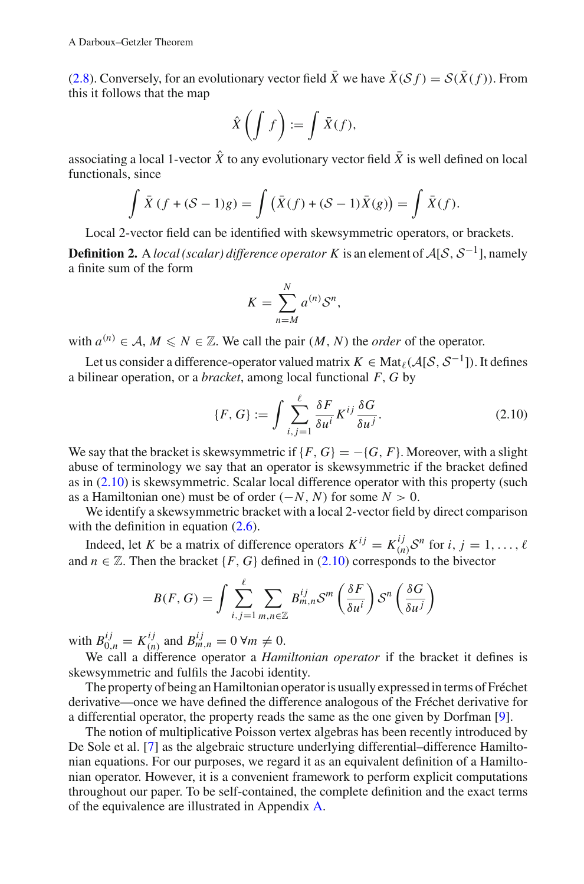(2.8). Conversely, for an evolutionary vector field $\bar{X}$ we have $\bar{X}(\mathcal{S} f) = \mathcal{S}(\bar{X}(f))$. From this it follows that the map

$$\hat{X}\left(\int f\right) := \int \bar{X}(f),$$

associating a local 1-vector $\hat{X}$ to any evolutionary vector field $\bar{X}$ is well defined on local functionals, since

$$\int \bar{X}\left(f + (\mathcal{S} - 1)g\right) = \int \left(\bar{X}(f) + (\mathcal{S} - 1)\bar{X}(g)\right) = \int \bar{X}(f).$$

Local 2-vector field can be identified with skewsymmetric operators, or brackets.

**Definition 2.** A *local (scalar) difference operator* $K$ is an element of $\mathcal{A}[\mathcal{S}, \mathcal{S}^{-1}]$, namely a finite sum of the form

$$K = \sum_{n=M}^{N} a^{(n)} \mathcal{S}^n,$$

with $a^{(n)} \in \mathcal{A}$, $M \leqslant N \in \mathbb{Z}$. We call the pair $(M, N)$ the *order* of the operator.

Let us consider a difference-operator valued matrix $K \in \mathrm{Mat}_\ell(\mathcal{A}[\mathcal{S}, \mathcal{S}^{-1}])$. It defines a bilinear operation, or a *bracket*, among local functional $F, G$ by

$$\{F, G\} := \int \sum_{i,j=1}^{\ell} \frac{\delta F}{\delta u^i} K^{ij} \frac{\delta G}{\delta u^j}. \tag{2.10}$$

We say that the bracket is skewsymmetric if $\{F, G\} = -\{G, F\}$. Moreover, with a slight abuse of terminology we say that an operator is skewsymmetric if the bracket defined as in (2.10) is skewsymmetric. Scalar local difference operator with this property (such as a Hamiltonian one) must be of order $(-N, N)$ for some $N > 0$.

We identify a skewsymmetric bracket with a local 2-vector field by direct comparison with the definition in equation (2.6).

Indeed, let $K$ be a matrix of difference operators $K^{ij} = K^{ij}_{(n)} \mathcal{S}^n$ for $i, j = 1, \dots, \ell$ and $n \in \mathbb{Z}$. Then the bracket $\{F, G\}$ defined in (2.10) corresponds to the bivector

$$B(F, G) = \int \sum_{i,j=1}^{\ell} \sum_{m,n \in \mathbb{Z}} B^{ij}_{m,n} \mathcal{S}^m \left(\frac{\delta F}{\delta u^i}\right) \mathcal{S}^n \left(\frac{\delta G}{\delta u^j}\right)$$

with $B^{ij}_{0,n} = K^{ij}_{(n)}$ and $B^{ij}_{m,n} = 0 \; \forall m \neq 0$.

We call a difference operator a *Hamiltonian operator* if the bracket it defines is skewsymmetric and fulfils the Jacobi identity.

The property of being an Hamiltonian operator is usually expressed in terms of Fréchet derivative—once we have defined the difference analogous of the Fréchet derivative for a differential operator, the property reads the same as the one given by Dorfman [9].

The notion of multiplicative Poisson vertex algebras has been recently introduced by De Sole et al. [7] as the algebraic structure underlying differential–difference Hamiltonian equations. For our purposes, we regard it as an equivalent definition of a Hamiltonian operator. However, it is a convenient framework to perform explicit computations throughout our paper. To be self-contained, the complete definition and the exact terms of the equivalence are illustrated in Appendix A.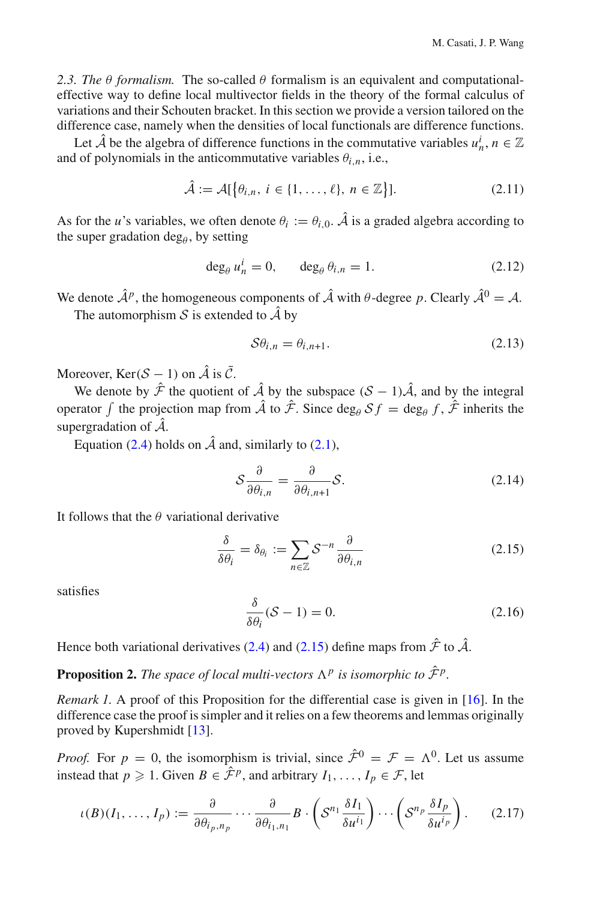*2.3. The $\theta$ formalism.* The so-called $\theta$ formalism is an equivalent and computational-effective way to define local multivector fields in the theory of the formal calculus of variations and their Schouten bracket. In this section we provide a version tailored on the difference case, namely when the densities of local functionals are difference functions.

Let $\hat{\mathcal{A}}$ be the algebra of difference functions in the commutative variables $u^i_n$, $n \in \mathbb{Z}$ and of polynomials in the anticommutative variables $\theta_{i,n}$, i.e.,

$$\hat{\mathcal{A}} := \mathcal{A}[\{\theta_{i,n},\ i \in \{1,\dots,\ell\},\ n \in \mathbb{Z}\}]. \tag{2.11}$$

As for the $u$'s variables, we often denote $\theta_i := \theta_{i,0}$. $\hat{\mathcal{A}}$ is a graded algebra according to the super gradation $\deg_\theta$, by setting

$$\deg_\theta u^i_n = 0, \qquad \deg_\theta \theta_{i,n} = 1. \tag{2.12}$$

We denote $\hat{\mathcal{A}}^p$, the homogeneous components of $\hat{\mathcal{A}}$ with $\theta$-degree $p$. Clearly $\hat{\mathcal{A}}^0 = \mathcal{A}$.

The automorphism $\mathcal{S}$ is extended to $\hat{\mathcal{A}}$ by

$$\mathcal{S}\theta_{i,n} = \theta_{i,n+1}. \tag{2.13}$$

Moreover, $\mathrm{Ker}(\mathcal{S}-1)$ on $\hat{\mathcal{A}}$ is $\bar{\mathcal{C}}$.

We denote by $\hat{\mathcal{F}}$ the quotient of $\hat{\mathcal{A}}$ by the subspace $(\mathcal{S}-1)\hat{\mathcal{A}}$, and by the integral operator $\int$ the projection map from $\hat{\mathcal{A}}$ to $\hat{\mathcal{F}}$. Since $\deg_\theta \mathcal{S}f = \deg_\theta f$, $\hat{\mathcal{F}}$ inherits the supergradation of $\hat{\mathcal{A}}$.

Equation (2.4) holds on $\hat{\mathcal{A}}$ and, similarly to (2.1),

$$\mathcal{S}\frac{\partial}{\partial\theta_{i,n}} = \frac{\partial}{\partial\theta_{i,n+1}}\mathcal{S}. \tag{2.14}$$

It follows that the $\theta$ variational derivative

$$\frac{\delta}{\delta\theta_i} = \delta_{\theta_i} := \sum_{n\in\mathbb{Z}} \mathcal{S}^{-n}\frac{\partial}{\partial\theta_{i,n}} \tag{2.15}$$

satisfies

$$\frac{\delta}{\delta\theta_i}(\mathcal{S}-1) = 0. \tag{2.16}$$

Hence both variational derivatives (2.4) and (2.15) define maps from $\hat{\mathcal{F}}$ to $\hat{\mathcal{A}}$.

**Proposition 2.** *The space of local multi-vectors $\Lambda^p$ is isomorphic to $\hat{\mathcal{F}}^p$.*

*Remark 1.* A proof of this Proposition for the differential case is given in [16]. In the difference case the proof is simpler and it relies on a few theorems and lemmas originally proved by Kupershmidt [13].

*Proof.* For $p = 0$, the isomorphism is trivial, since $\hat{\mathcal{F}}^0 = \mathcal{F} = \Lambda^0$. Let us assume instead that $p \geqslant 1$. Given $B \in \hat{\mathcal{F}}^p$, and arbitrary $I_1, \dots, I_p \in \mathcal{F}$, let

$$\iota(B)(I_1,\dots,I_p) := \frac{\partial}{\partial\theta_{i_p,n_p}}\cdots\frac{\partial}{\partial\theta_{i_1,n_1}} B \cdot \left(\mathcal{S}^{n_1}\frac{\delta I_1}{\delta u^{i_1}}\right)\cdots\left(\mathcal{S}^{n_p}\frac{\delta I_p}{\delta u^{i_p}}\right). \tag{2.17}$$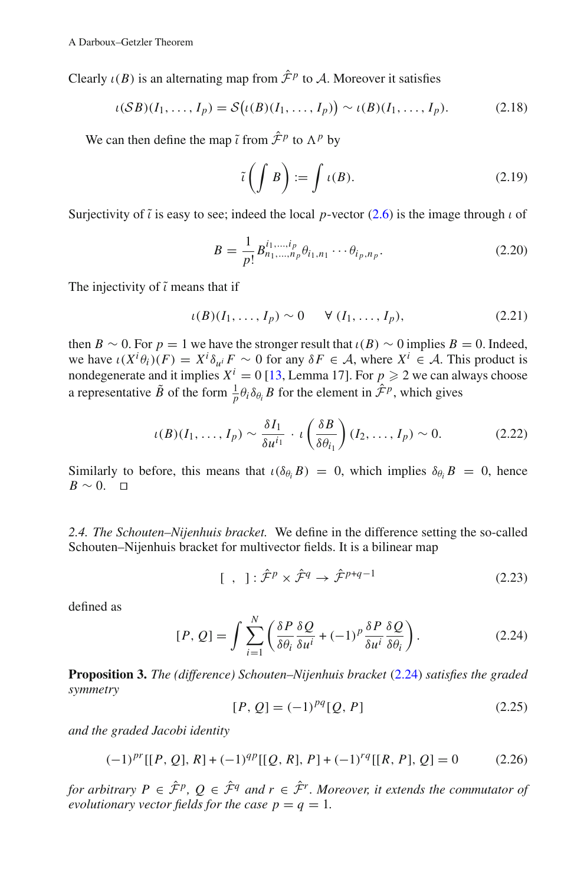Clearly $\iota(B)$ is an alternating map from $\hat{\mathcal{F}}^p$ to $\mathcal{A}$. Moreover it satisfies

$$\iota(\mathcal{S}B)(I_1,\dots,I_p) = \mathcal{S}\big(\iota(B)(I_1,\dots,I_p)\big) \sim \iota(B)(I_1,\dots,I_p). \tag{2.18}$$

We can then define the map $\tilde{\iota}$ from $\hat{\mathcal{F}}^p$ to $\Lambda^p$ by

$$\tilde{\iota}\left(\int B\right) := \int \iota(B). \tag{2.19}$$

Surjectivity of $\tilde{\iota}$ is easy to see; indeed the local $p$-vector (2.6) is the image through $\iota$ of

$$B = \frac{1}{p!} B^{i_1,\dots,i_p}_{n_1,\dots,n_p} \theta_{i_1,n_1}\cdots\theta_{i_p,n_p}. \tag{2.20}$$

The injectivity of $\tilde{\iota}$ means that if

$$\iota(B)(I_1,\dots,I_p) \sim 0 \qquad \forall\ (I_1,\dots,I_p), \tag{2.21}$$

then $B \sim 0$. For $p=1$ we have the stronger result that $\iota(B)\sim 0$ implies $B=0$. Indeed, we have $\iota(X^i\theta_i)(F) = X^i \delta_{u^i} F \sim 0$ for any $\delta F \in \mathcal{A}$, where $X^i \in \mathcal{A}$. This product is nondegenerate and it implies $X^i = 0$ [13, Lemma 17]. For $p \geqslant 2$ we can always choose a representative $\tilde{B}$ of the form $\frac{1}{p}\theta_i \delta_{\theta_i} B$ for the element in $\hat{\mathcal{F}}^p$, which gives

$$\iota(B)(I_1,\dots,I_p) \sim \frac{\delta I_1}{\delta u^{i_1}} \cdot \iota\left(\frac{\delta B}{\delta \theta_{i_1}}\right)(I_2,\dots,I_p) \sim 0. \tag{2.22}$$

Similarly to before, this means that $\iota(\delta_{\theta_i} B) = 0$, which implies $\delta_{\theta_i} B = 0$, hence $B \sim 0$. $\square$

*2.4. The Schouten–Nijenhuis bracket.* We define in the difference setting the so-called Schouten–Nijenhuis bracket for multivector fields. It is a bilinear map

$$[\ ,\ ] : \hat{\mathcal{F}}^p \times \hat{\mathcal{F}}^q \to \hat{\mathcal{F}}^{p+q-1} \tag{2.23}$$

defined as

$$[P,Q] = \int \sum_{i=1}^{N} \left( \frac{\delta P}{\delta \theta_i}\frac{\delta Q}{\delta u^i} + (-1)^p \frac{\delta P}{\delta u^i}\frac{\delta Q}{\delta \theta_i} \right). \tag{2.24}$$

**Proposition 3.** *The (difference) Schouten–Nijenhuis bracket (2.24) satisfies the graded symmetry*

$$[P,Q] = (-1)^{pq}[Q,P] \tag{2.25}$$

*and the graded Jacobi identity*

$$(-1)^{pr}[[P,Q],R] + (-1)^{qp}[[Q,R],P] + (-1)^{rq}[[R,P],Q] = 0 \tag{2.26}$$

*for arbitrary $P \in \hat{\mathcal{F}}^p$, $Q \in \hat{\mathcal{F}}^q$ and $r \in \hat{\mathcal{F}}^r$. Moreover, it extends the commutator of evolutionary vector fields for the case $p = q = 1$.*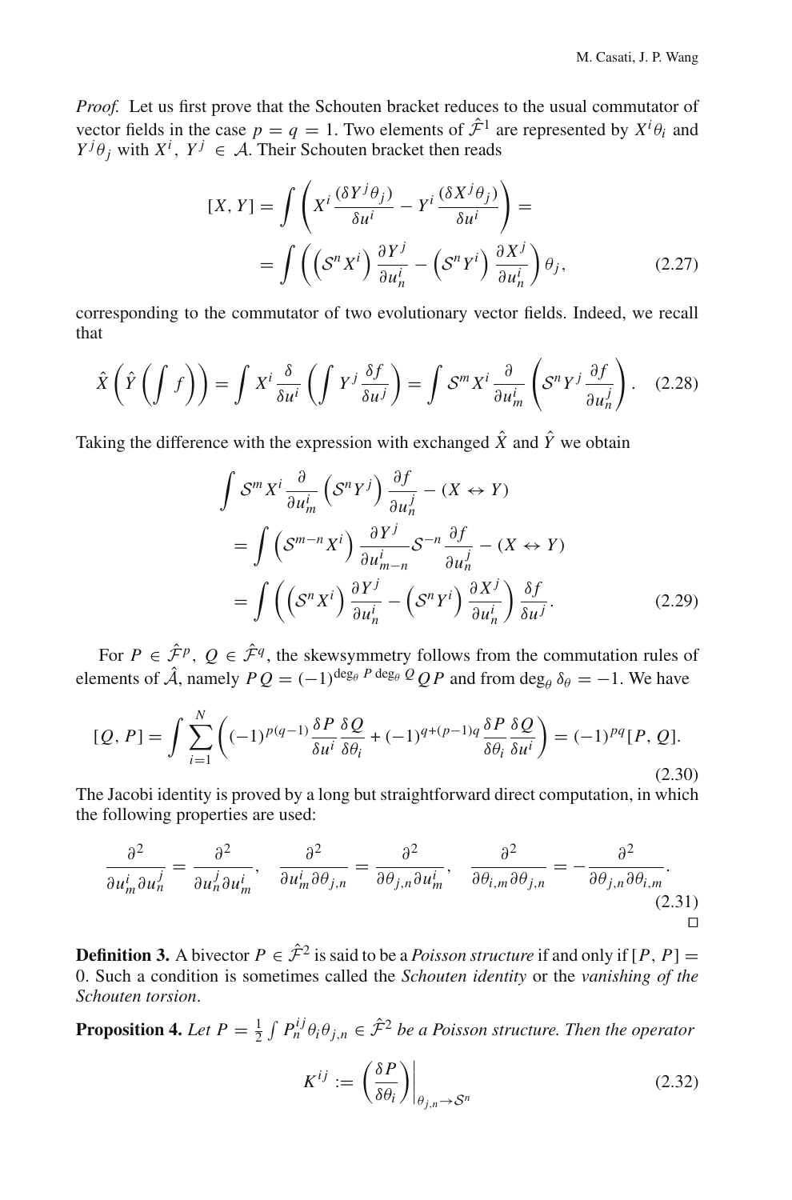*Proof.* Let us first prove that the Schouten bracket reduces to the usual commutator of vector fields in the case $p = q = 1$. Two elements of $\hat{\mathcal{F}}^1$ are represented by $X^i\theta_i$ and $Y^j\theta_j$ with $X^i, Y^j \in \mathcal{A}$. Their Schouten bracket then reads

$$
\begin{aligned}
[X, Y] &= \int \left( X^i \frac{(\delta Y^j \theta_j)}{\delta u^i} - Y^i \frac{(\delta X^j \theta_j)}{\delta u^i} \right) = \\
&= \int \left( \left(\mathcal{S}^n X^i\right) \frac{\partial Y^j}{\partial u^i_n} - \left(\mathcal{S}^n Y^i\right) \frac{\partial X^j}{\partial u^i_n} \right) \theta_j,
\end{aligned}
\tag{2.27}
$$

corresponding to the commutator of two evolutionary vector fields. Indeed, we recall that

$$
\hat{X}\left(\hat{Y}\left(\int f\right)\right) = \int X^i \frac{\delta}{\delta u^i}\left(\int Y^j \frac{\delta f}{\delta u^j}\right) = \int \mathcal{S}^m X^i \frac{\partial}{\partial u^i_m}\left(\mathcal{S}^n Y^j \frac{\partial f}{\partial u^j_n}\right). \tag{2.28}
$$

Taking the difference with the expression with exchanged $\hat{X}$ and $\hat{Y}$ we obtain

$$
\begin{aligned}
&\int \mathcal{S}^m X^i \frac{\partial}{\partial u^i_m}\left(\mathcal{S}^n Y^j\right) \frac{\partial f}{\partial u^j_n} - (X \leftrightarrow Y) \\
&= \int \left(\mathcal{S}^{m-n} X^i\right) \frac{\partial Y^j}{\partial u^i_{m-n}} \mathcal{S}^{-n} \frac{\partial f}{\partial u^j_n} - (X \leftrightarrow Y) \\
&= \int \left( \left(\mathcal{S}^n X^i\right) \frac{\partial Y^j}{\partial u^i_n} - \left(\mathcal{S}^n Y^i\right) \frac{\partial X^j}{\partial u^i_n} \right) \frac{\delta f}{\delta u^j}.
\end{aligned}
\tag{2.29}
$$

For $P \in \hat{\mathcal{F}}^p$, $Q \in \hat{\mathcal{F}}^q$, the skewsymmetry follows from the commutation rules of elements of $\hat{\mathcal{A}}$, namely $PQ = (-1)^{\deg_\theta P \deg_\theta Q} QP$ and from $\deg_\theta \delta_\theta = -1$. We have

$$
[Q, P] = \int \sum_{i=1}^{N} \left( (-1)^{p(q-1)} \frac{\delta P}{\delta u^i} \frac{\delta Q}{\delta \theta_i} + (-1)^{q+(p-1)q} \frac{\delta P}{\delta \theta_i} \frac{\delta Q}{\delta u^i} \right) = (-1)^{pq} [P, Q]. \tag{2.30}
$$

The Jacobi identity is proved by a long but straightforward direct computation, in which the following properties are used:

$$
\frac{\partial^2}{\partial u^i_m \partial u^j_n} = \frac{\partial^2}{\partial u^j_n \partial u^i_m}, \quad \frac{\partial^2}{\partial u^i_m \partial \theta_{j,n}} = \frac{\partial^2}{\partial \theta_{j,n} \partial u^i_m}, \quad \frac{\partial^2}{\partial \theta_{i,m} \partial \theta_{j,n}} = -\frac{\partial^2}{\partial \theta_{j,n} \partial \theta_{i,m}}. \tag{2.31}
$$

□

**Definition 3.** A bivector $P \in \hat{\mathcal{F}}^2$ is said to be a *Poisson structure* if and only if $[P, P] = 0$. Such a condition is sometimes called the *Schouten identity* or the *vanishing of the Schouten torsion*.

**Proposition 4.** *Let $P = \frac{1}{2} \int P^{ij}_n \theta_i \theta_{j,n} \in \hat{\mathcal{F}}^2$ be a Poisson structure. Then the operator*

$$
K^{ij} := \left( \frac{\delta P}{\delta \theta_i} \right)\bigg|_{\theta_{j,n} \to \mathcal{S}^n} \tag{2.32}
$$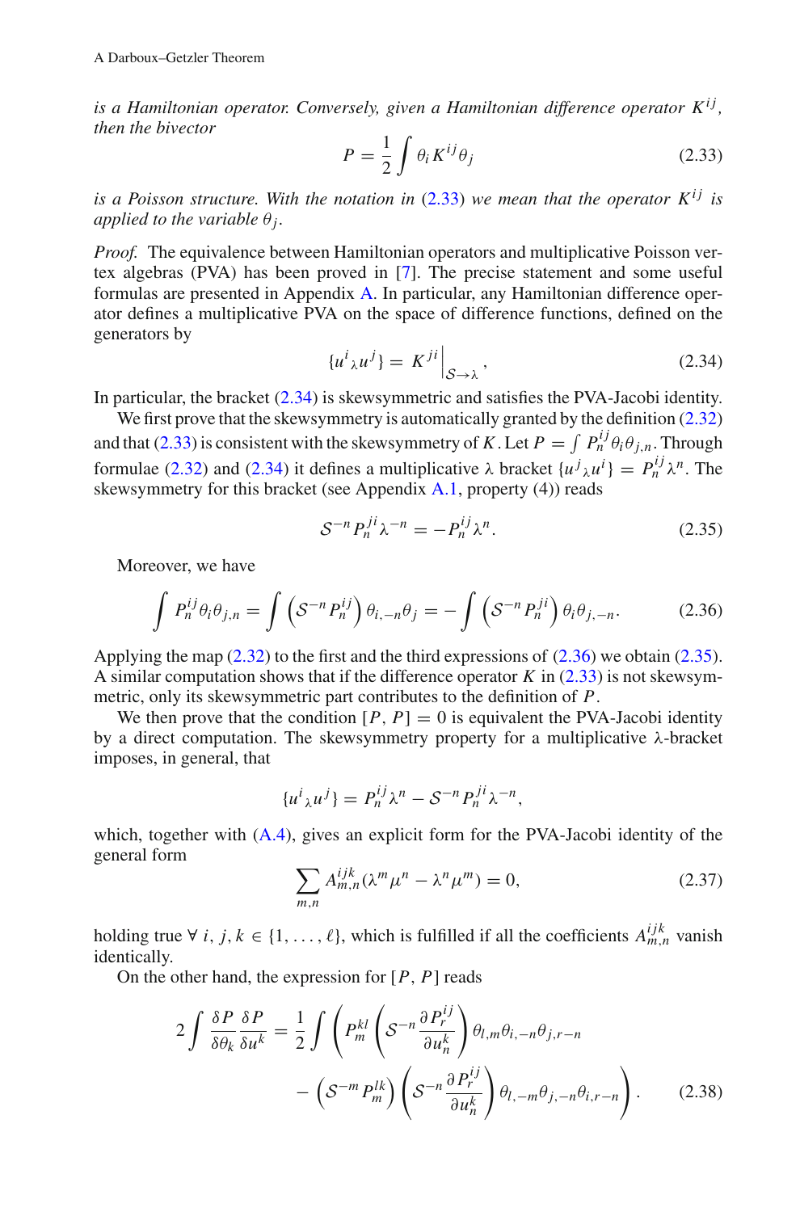*is a Hamiltonian operator. Conversely, given a Hamiltonian difference operator $K^{ij}$, then the bivector*

$$P = \frac{1}{2}\int \theta_i K^{ij}\theta_j \tag{2.33}$$

*is a Poisson structure. With the notation in (2.33) we mean that the operator $K^{ij}$ is applied to the variable $\theta_j$.*

*Proof.* The equivalence between Hamiltonian operators and multiplicative Poisson vertex algebras (PVA) has been proved in [7]. The precise statement and some useful formulas are presented in Appendix A. In particular, any Hamiltonian difference operator defines a multiplicative PVA on the space of difference functions, defined on the generators by

$$\{u^i{}_\lambda u^j\} = K^{ji}\Big|_{\mathcal{S}\to\lambda}, \tag{2.34}$$

In particular, the bracket (2.34) is skewsymmetric and satisfies the PVA-Jacobi identity.

We first prove that the skewsymmetry is automatically granted by the definition (2.32) and that (2.33) is consistent with the skewsymmetry of $K$. Let $P = \int P^{ij}_n\theta_i\theta_{j,n}$. Through formulae (2.32) and (2.34) it defines a multiplicative $\lambda$ bracket $\{u^j{}_\lambda u^i\} = P^{ij}_n\lambda^n$. The skewsymmetry for this bracket (see Appendix A.1, property (4)) reads

$$\mathcal{S}^{-n}P^{ji}_n\lambda^{-n} = -P^{ij}_n\lambda^n. \tag{2.35}$$

Moreover, we have

$$\int P^{ij}_n\theta_i\theta_{j,n} = \int\left(\mathcal{S}^{-n}P^{ij}_n\right)\theta_{i,-n}\theta_j = -\int\left(\mathcal{S}^{-n}P^{ji}_n\right)\theta_i\theta_{j,-n}. \tag{2.36}$$

Applying the map (2.32) to the first and the third expressions of (2.36) we obtain (2.35). A similar computation shows that if the difference operator $K$ in (2.33) is not skewsymmetric, only its skewsymmetric part contributes to the definition of $P$.

We then prove that the condition $[P, P] = 0$ is equivalent the PVA-Jacobi identity by a direct computation. The skewsymmetry property for a multiplicative $\lambda$-bracket imposes, in general, that

$$\{u^i{}_\lambda u^j\} = P^{ij}_n\lambda^n - \mathcal{S}^{-n}P^{ji}_n\lambda^{-n},$$

which, together with (A.4), gives an explicit form for the PVA-Jacobi identity of the general form

$$\sum_{m,n} A^{ijk}_{m,n}(\lambda^m\mu^n - \lambda^n\mu^m) = 0, \tag{2.37}$$

holding true $\forall\, i, j, k \in \{1, \dots, \ell\}$, which is fulfilled if all the coefficients $A^{ijk}_{m,n}$ vanish identically.

On the other hand, the expression for $[P, P]$ reads

$$2\int \frac{\delta P}{\delta\theta_k}\frac{\delta P}{\delta u^k} = \frac{1}{2}\int\left(P^{kl}_m\left(\mathcal{S}^{-n}\frac{\partial P^{ij}_r}{\partial u^k_n}\right)\theta_{l,m}\theta_{i,-n}\theta_{j,r-n}\right.$$
$$\left. - \left(\mathcal{S}^{-m}P^{lk}_m\right)\left(\mathcal{S}^{-n}\frac{\partial P^{ij}_r}{\partial u^k_n}\right)\theta_{l,-m}\theta_{j,-n}\theta_{i,r-n}\right). \tag{2.38}$$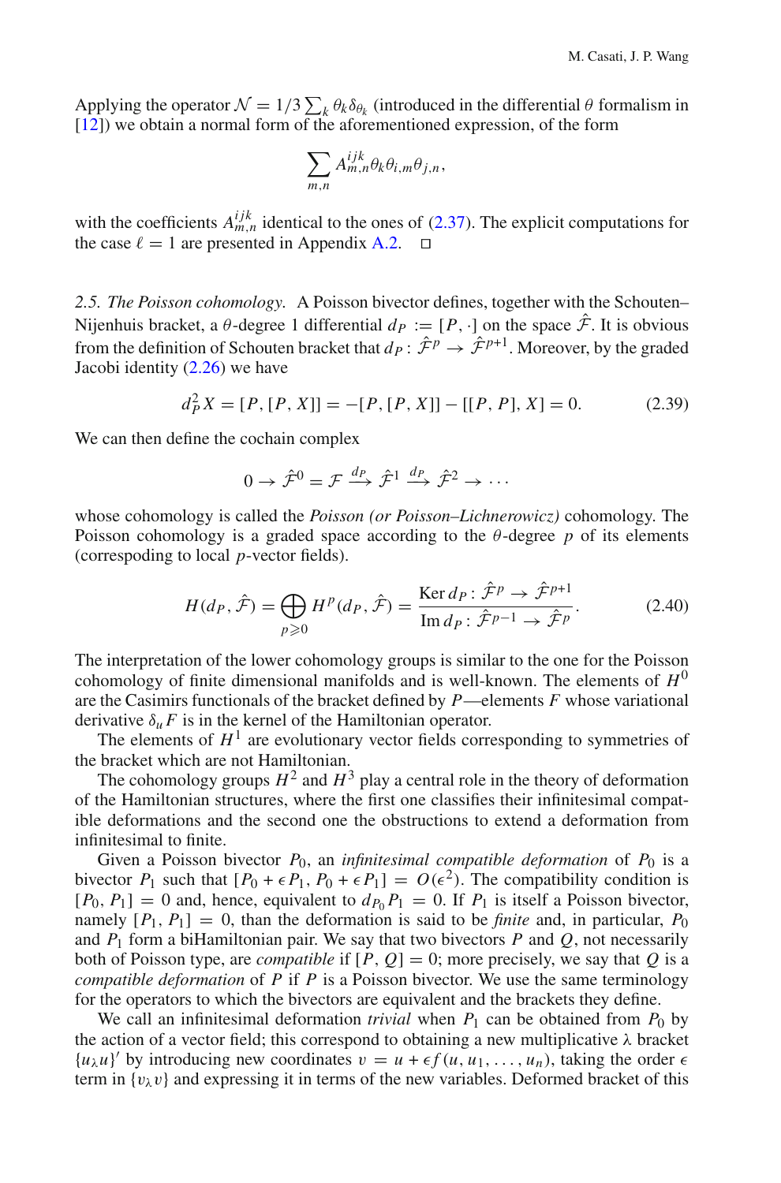Applying the operator $\mathcal{N} = 1/3 \sum_k \theta_k \delta_{\theta_k}$ (introduced in the differential $\theta$ formalism in [12]) we obtain a normal form of the aforementioned expression, of the form

$$\sum_{m,n} A^{ijk}_{m,n} \theta_k \theta_{i,m} \theta_{j,n},$$

with the coefficients $A^{ijk}_{m,n}$ identical to the ones of (2.37). The explicit computations for the case $\ell = 1$ are presented in Appendix A.2. $\square$

*2.5. The Poisson cohomology.* A Poisson bivector defines, together with the Schouten–Nijenhuis bracket, a $\theta$-degree 1 differential $d_P := [P, \cdot]$ on the space $\hat{\mathcal{F}}$. It is obvious from the definition of Schouten bracket that $d_P : \hat{\mathcal{F}}^p \to \hat{\mathcal{F}}^{p+1}$. Moreover, by the graded Jacobi identity (2.26) we have

$$d_P^2 X = [P, [P, X]] = -[P, [P, X]] - [[P, P], X] = 0. \tag{2.39}$$

We can then define the cochain complex

$$0 \to \hat{\mathcal{F}}^0 = \mathcal{F} \xrightarrow{d_P} \hat{\mathcal{F}}^1 \xrightarrow{d_P} \hat{\mathcal{F}}^2 \to \cdots$$

whose cohomology is called the *Poisson (or Poisson–Lichnerowicz)* cohomology. The Poisson cohomology is a graded space according to the $\theta$-degree $p$ of its elements (correspoding to local $p$-vector fields).

$$H(d_P, \hat{\mathcal{F}}) = \bigoplus_{p \geqslant 0} H^p(d_P, \hat{\mathcal{F}}) = \frac{\operatorname{Ker} d_P : \hat{\mathcal{F}}^p \to \hat{\mathcal{F}}^{p+1}}{\operatorname{Im} d_P : \hat{\mathcal{F}}^{p-1} \to \hat{\mathcal{F}}^p}. \tag{2.40}$$

The interpretation of the lower cohomology groups is similar to the one for the Poisson cohomology of finite dimensional manifolds and is well-known. The elements of $H^0$ are the Casimirs functionals of the bracket defined by $P$—elements $F$ whose variational derivative $\delta_u F$ is in the kernel of the Hamiltonian operator.

The elements of $H^1$ are evolutionary vector fields corresponding to symmetries of the bracket which are not Hamiltonian.

The cohomology groups $H^2$ and $H^3$ play a central role in the theory of deformation of the Hamiltonian structures, where the first one classifies their infinitesimal compatible deformations and the second one the obstructions to extend a deformation from infinitesimal to finite.

Given a Poisson bivector $P_0$, an *infinitesimal compatible deformation* of $P_0$ is a bivector $P_1$ such that $[P_0 + \epsilon P_1, P_0 + \epsilon P_1] = O(\epsilon^2)$. The compatibility condition is $[P_0, P_1] = 0$ and, hence, equivalent to $d_{P_0} P_1 = 0$. If $P_1$ is itself a Poisson bivector, namely $[P_1, P_1] = 0$, than the deformation is said to be *finite* and, in particular, $P_0$ and $P_1$ form a biHamiltonian pair. We say that two bivectors $P$ and $Q$, not necessarily both of Poisson type, are *compatible* if $[P, Q] = 0$; more precisely, we say that $Q$ is a *compatible deformation* of $P$ if $P$ is a Poisson bivector. We use the same terminology for the operators to which the bivectors are equivalent and the brackets they define.

We call an infinitesimal deformation *trivial* when $P_1$ can be obtained from $P_0$ by the action of a vector field; this correspond to obtaining a new multiplicative $\lambda$ bracket $\{u_\lambda u\}'$ by introducing new coordinates $v = u + \epsilon f(u, u_1, \ldots, u_n)$, taking the order $\epsilon$ term in $\{v_\lambda v\}$ and expressing it in terms of the new variables. Deformed bracket of this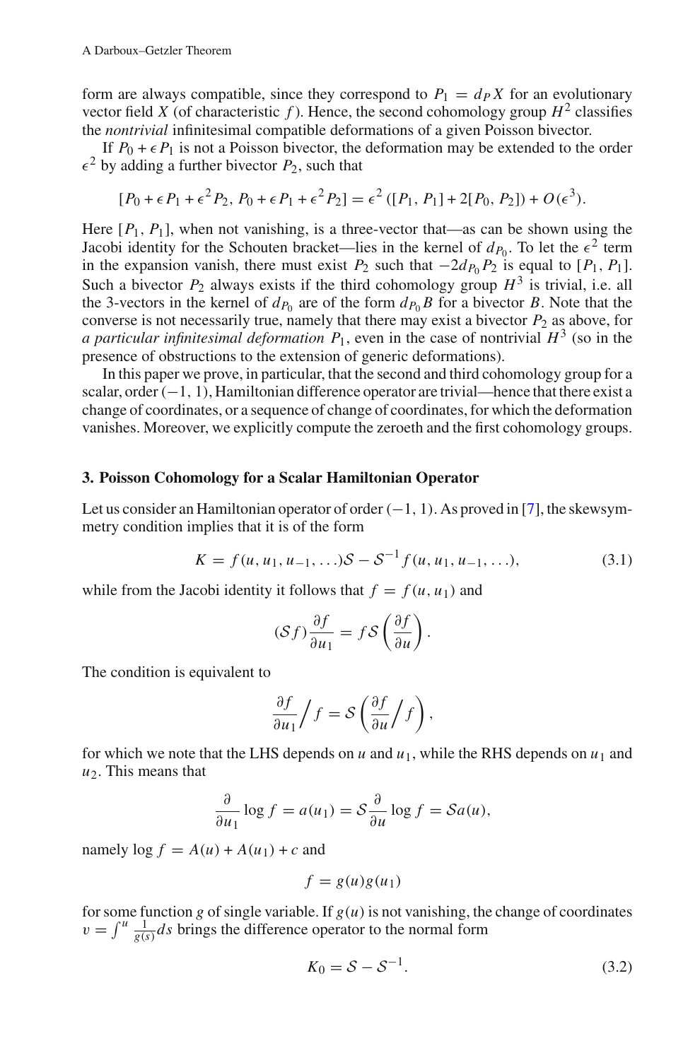form are always compatible, since they correspond to $P_1 = d_P X$ for an evolutionary vector field $X$ (of characteristic $f$). Hence, the second cohomology group $H^2$ classifies the *nontrivial* infinitesimal compatible deformations of a given Poisson bivector.

If $P_0 + \epsilon P_1$ is not a Poisson bivector, the deformation may be extended to the order $\epsilon^2$ by adding a further bivector $P_2$, such that

$$[P_0 + \epsilon P_1 + \epsilon^2 P_2, P_0 + \epsilon P_1 + \epsilon^2 P_2] = \epsilon^2 ([P_1, P_1] + 2[P_0, P_2]) + O(\epsilon^3).$$

Here $[P_1, P_1]$, when not vanishing, is a three-vector that—as can be shown using the Jacobi identity for the Schouten bracket—lies in the kernel of $d_{P_0}$. To let the $\epsilon^2$ term in the expansion vanish, there must exist $P_2$ such that $-2d_{P_0}P_2$ is equal to $[P_1, P_1]$. Such a bivector $P_2$ always exists if the third cohomology group $H^3$ is trivial, i.e. all the 3-vectors in the kernel of $d_{P_0}$ are of the form $d_{P_0}B$ for a bivector $B$. Note that the converse is not necessarily true, namely that there may exist a bivector $P_2$ as above, for *a particular infinitesimal deformation* $P_1$, even in the case of nontrivial $H^3$ (so in the presence of obstructions to the extension of generic deformations).

In this paper we prove, in particular, that the second and third cohomology group for a scalar, order $(-1, 1)$, Hamiltonian difference operator are trivial—hence that there exist a change of coordinates, or a sequence of change of coordinates, for which the deformation vanishes. Moreover, we explicitly compute the zeroeth and the first cohomology groups.

## 3. Poisson Cohomology for a Scalar Hamiltonian Operator

Let us consider an Hamiltonian operator of order $(-1, 1)$. As proved in [7], the skewsymmetry condition implies that it is of the form

$$K = f(u, u_1, u_{-1}, \ldots)\mathcal{S} - \mathcal{S}^{-1} f(u, u_1, u_{-1}, \ldots), \tag{3.1}$$

while from the Jacobi identity it follows that $f = f(u, u_1)$ and

$$(\mathcal{S} f)\frac{\partial f}{\partial u_1} = f \mathcal{S}\left(\frac{\partial f}{\partial u}\right).$$

The condition is equivalent to

$$\frac{\partial f}{\partial u_1}\Big/ f = \mathcal{S}\left(\frac{\partial f}{\partial u}\Big/ f\right),$$

for which we note that the LHS depends on $u$ and $u_1$, while the RHS depends on $u_1$ and $u_2$. This means that

$$\frac{\partial}{\partial u_1}\log f = a(u_1) = \mathcal{S}\frac{\partial}{\partial u}\log f = \mathcal{S}a(u),$$

namely $\log f = A(u) + A(u_1) + c$ and

$$f = g(u)g(u_1)$$

for some function $g$ of single variable. If $g(u)$ is not vanishing, the change of coordinates $v = \int^u \frac{1}{g(s)}ds$ brings the difference operator to the normal form

$$K_0 = \mathcal{S} - \mathcal{S}^{-1}. \tag{3.2}$$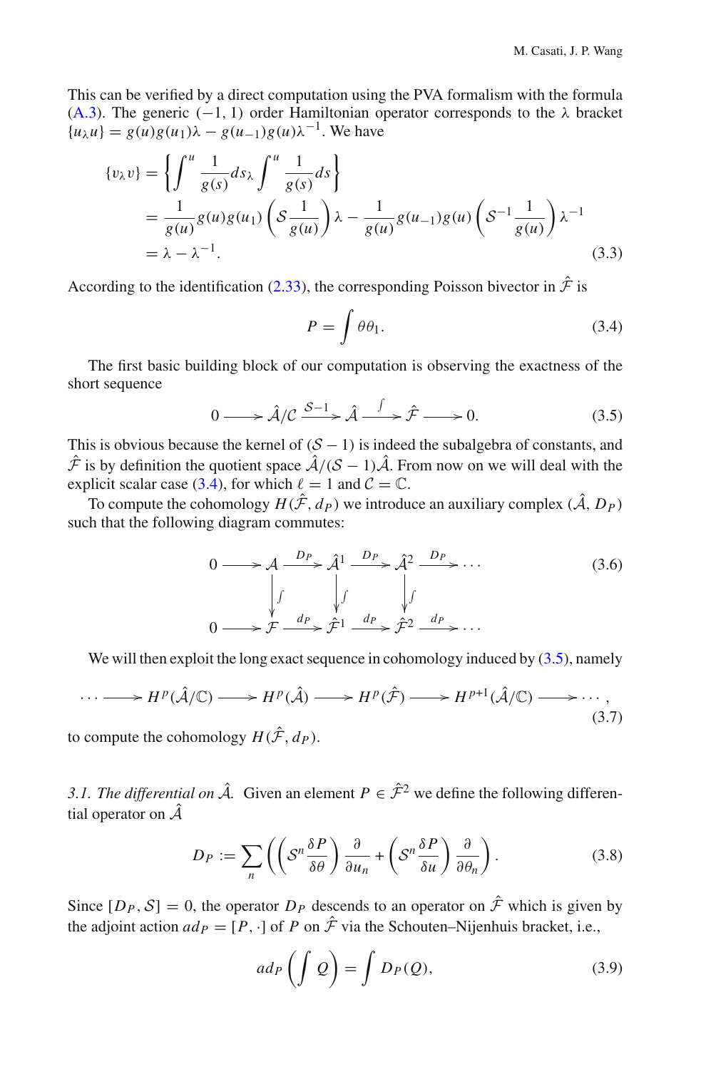This can be verified by a direct computation using the PVA formalism with the formula (A.3). The generic $(-1, 1)$ order Hamiltonian operator corresponds to the $\lambda$ bracket $\{u_\lambda u\} = g(u)g(u_1)\lambda - g(u_{-1})g(u)\lambda^{-1}$. We have

$$
\begin{aligned}
\{v_\lambda v\} &= \left\{ \int^u \frac{1}{g(s)} ds_\lambda \int^u \frac{1}{g(s)} ds \right\} \\
&= \frac{1}{g(u)} g(u) g(u_1) \left( \mathcal{S} \frac{1}{g(u)} \right) \lambda - \frac{1}{g(u)} g(u_{-1}) g(u) \left( \mathcal{S}^{-1} \frac{1}{g(u)} \right) \lambda^{-1} \\
&= \lambda - \lambda^{-1}.
\end{aligned}
\tag{3.3}
$$

According to the identification (2.33), the corresponding Poisson bivector in $\hat{\mathcal{F}}$ is

$$
P = \int \theta \theta_1. \tag{3.4}
$$

The first basic building block of our computation is observing the exactness of the short sequence

$$
0 \longrightarrow \hat{\mathcal{A}}/\mathcal{C} \xrightarrow{\mathcal{S}-1} \hat{\mathcal{A}} \xrightarrow{\int} \hat{\mathcal{F}} \longrightarrow 0. \tag{3.5}
$$

This is obvious because the kernel of $(\mathcal{S} - 1)$ is indeed the subalgebra of constants, and $\hat{\mathcal{F}}$ is by definition the quotient space $\hat{\mathcal{A}}/(\mathcal{S} - 1)\hat{\mathcal{A}}$. From now on we will deal with the explicit scalar case (3.4), for which $\ell = 1$ and $\mathcal{C} = \mathbb{C}$.

To compute the cohomology $H(\hat{\mathcal{F}}, d_P)$ we introduce an auxiliary complex $(\hat{\mathcal{A}}, D_P)$ such that the following diagram commutes:

$$
\begin{array}{ccccccccc}
0 & \longrightarrow & \mathcal{A} & \xrightarrow{D_P} & \hat{\mathcal{A}}^1 & \xrightarrow{D_P} & \hat{\mathcal{A}}^2 & \xrightarrow{D_P} & \cdots \\
 & & \big\downarrow \int & & \big\downarrow \int & & \big\downarrow \int & & \\
0 & \longrightarrow & \mathcal{F} & \xrightarrow{d_P} & \hat{\mathcal{F}}^1 & \xrightarrow{d_P} & \hat{\mathcal{F}}^2 & \xrightarrow{d_P} & \cdots
\end{array}
\tag{3.6}
$$

We will then exploit the long exact sequence in cohomology induced by (3.5), namely

$$
\cdots \longrightarrow H^p(\hat{\mathcal{A}}/\mathbb{C}) \longrightarrow H^p(\hat{\mathcal{A}}) \longrightarrow H^p(\hat{\mathcal{F}}) \longrightarrow H^{p+1}(\hat{\mathcal{A}}/\mathbb{C}) \longrightarrow \cdots, \tag{3.7}
$$

to compute the cohomology $H(\hat{\mathcal{F}}, d_P)$.

*3.1. The differential on $\hat{\mathcal{A}}$.* Given an element $P \in \hat{\mathcal{F}}^2$ we define the following differential operator on $\hat{\mathcal{A}}$

$$
D_P := \sum_n \left( \left( \mathcal{S}^n \frac{\delta P}{\delta \theta} \right) \frac{\partial}{\partial u_n} + \left( \mathcal{S}^n \frac{\delta P}{\delta u} \right) \frac{\partial}{\partial \theta_n} \right). \tag{3.8}
$$

Since $[D_P, \mathcal{S}] = 0$, the operator $D_P$ descends to an operator on $\hat{\mathcal{F}}$ which is given by the adjoint action $ad_P = [P, \cdot]$ of $P$ on $\hat{\mathcal{F}}$ via the Schouten–Nijenhuis bracket, i.e.,

$$
ad_P \left( \int Q \right) = \int D_P(Q), \tag{3.9}
$$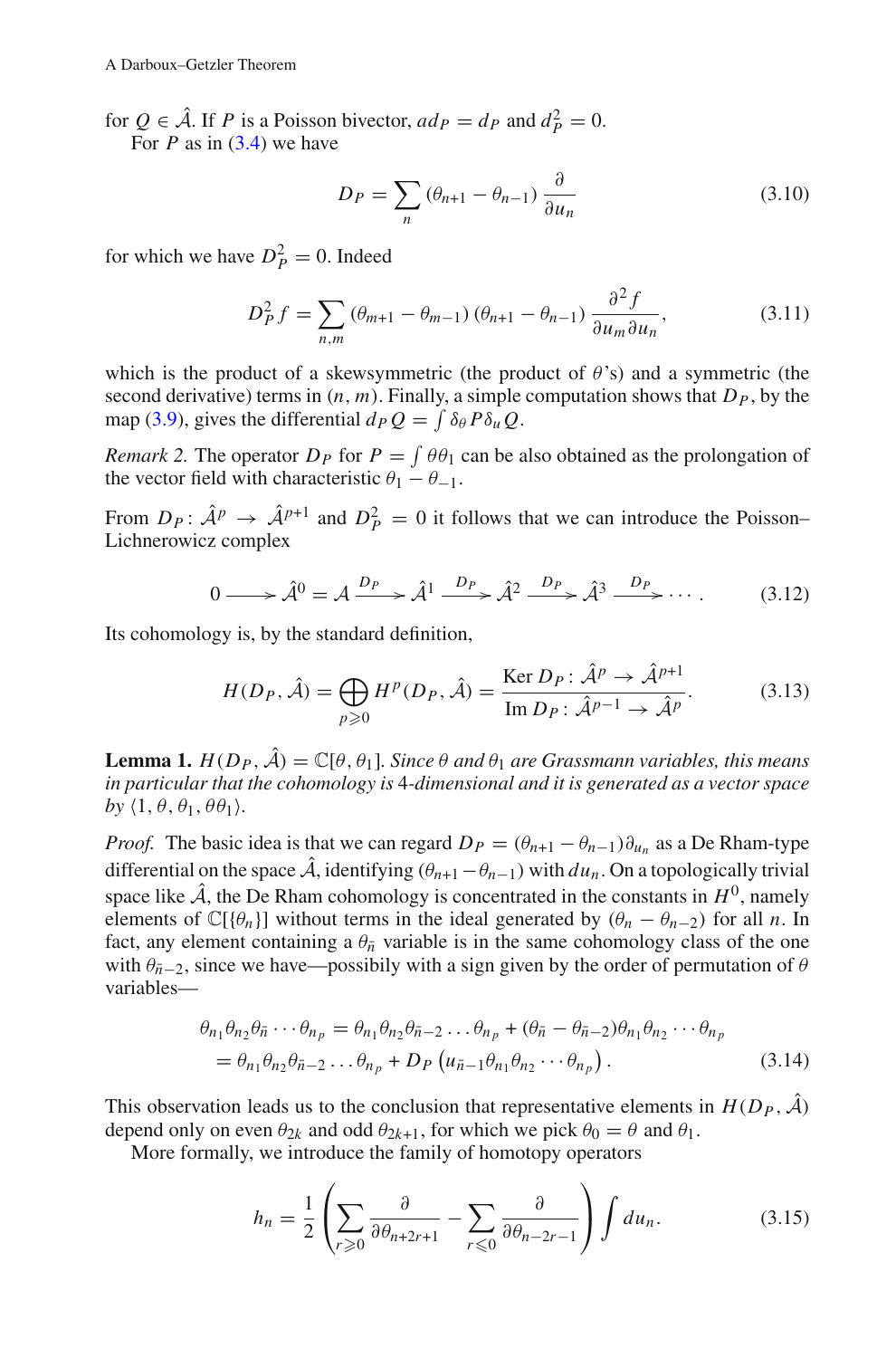for $Q \in \hat{\mathcal{A}}$. If $P$ is a Poisson bivector, $ad_P = d_P$ and $d_P^2 = 0$.

For $P$ as in (3.4) we have

$$D_P = \sum_n (\theta_{n+1} - \theta_{n-1}) \frac{\partial}{\partial u_n} \tag{3.10}$$

for which we have $D_P^2 = 0$. Indeed

$$D_P^2 f = \sum_{n,m} (\theta_{m+1} - \theta_{m-1}) (\theta_{n+1} - \theta_{n-1}) \frac{\partial^2 f}{\partial u_m \partial u_n}, \tag{3.11}$$

which is the product of a skewsymmetric (the product of $\theta$'s) and a symmetric (the second derivative) terms in $(n, m)$. Finally, a simple computation shows that $D_P$, by the map (3.9), gives the differential $d_P Q = \int \delta_\theta P \delta_u Q$.

*Remark 2.* The operator $D_P$ for $P = \int \theta\theta_1$ can be also obtained as the prolongation of the vector field with characteristic $\theta_1 - \theta_{-1}$.

From $D_P \colon \hat{\mathcal{A}}^p \to \hat{\mathcal{A}}^{p+1}$ and $D_P^2 = 0$ it follows that we can introduce the Poisson–Lichnerowicz complex

$$0 \longrightarrow \hat{\mathcal{A}}^0 = \mathcal{A} \xrightarrow{D_P} \hat{\mathcal{A}}^1 \xrightarrow{D_P} \hat{\mathcal{A}}^2 \xrightarrow{D_P} \hat{\mathcal{A}}^3 \xrightarrow{D_P} \cdots. \tag{3.12}$$

Its cohomology is, by the standard definition,

$$H(D_P, \hat{\mathcal{A}}) = \bigoplus_{p \geqslant 0} H^p(D_P, \hat{\mathcal{A}}) = \frac{\operatorname{Ker} D_P \colon \hat{\mathcal{A}}^p \to \hat{\mathcal{A}}^{p+1}}{\operatorname{Im} D_P \colon \hat{\mathcal{A}}^{p-1} \to \hat{\mathcal{A}}^p}. \tag{3.13}$$

**Lemma 1.** *$H(D_P, \hat{\mathcal{A}}) = \mathbb{C}[\theta, \theta_1]$. Since $\theta$ and $\theta_1$ are Grassmann variables, this means in particular that the cohomology is 4-dimensional and it is generated as a vector space by $\langle 1, \theta, \theta_1, \theta\theta_1 \rangle$.*

*Proof.* The basic idea is that we can regard $D_P = (\theta_{n+1} - \theta_{n-1})\partial_{u_n}$ as a De Rham-type differential on the space $\hat{\mathcal{A}}$, identifying $(\theta_{n+1} - \theta_{n-1})$ with $du_n$. On a topologically trivial space like $\hat{\mathcal{A}}$, the De Rham cohomology is concentrated in the constants in $H^0$, namely elements of $\mathbb{C}[\{\theta_n\}]$ without terms in the ideal generated by $(\theta_n - \theta_{n-2})$ for all $n$. In fact, any element containing a $\theta_{\bar{n}}$ variable is in the same cohomology class of the one with $\theta_{\bar{n}-2}$, since we have—possibly with a sign given by the order of permutation of $\theta$ variables—

$$\begin{aligned}
\theta_{n_1}\theta_{n_2}\theta_{\bar{n}} \cdots \theta_{n_p} &= \theta_{n_1}\theta_{n_2}\theta_{\bar{n}-2} \ldots \theta_{n_p} + (\theta_{\bar{n}} - \theta_{\bar{n}-2})\theta_{n_1}\theta_{n_2} \cdots \theta_{n_p} \\
&= \theta_{n_1}\theta_{n_2}\theta_{\bar{n}-2} \ldots \theta_{n_p} + D_P\left(u_{\bar{n}-1}\theta_{n_1}\theta_{n_2} \cdots \theta_{n_p}\right).
\end{aligned} \tag{3.14}$$

This observation leads us to the conclusion that representative elements in $H(D_P, \hat{\mathcal{A}})$ depend only on even $\theta_{2k}$ and odd $\theta_{2k+1}$, for which we pick $\theta_0 = \theta$ and $\theta_1$.

More formally, we introduce the family of homotopy operators

$$h_n = \frac{1}{2}\left(\sum_{r \geqslant 0} \frac{\partial}{\partial \theta_{n+2r+1}} - \sum_{r \leqslant 0} \frac{\partial}{\partial \theta_{n-2r-1}}\right) \int du_n. \tag{3.15}$$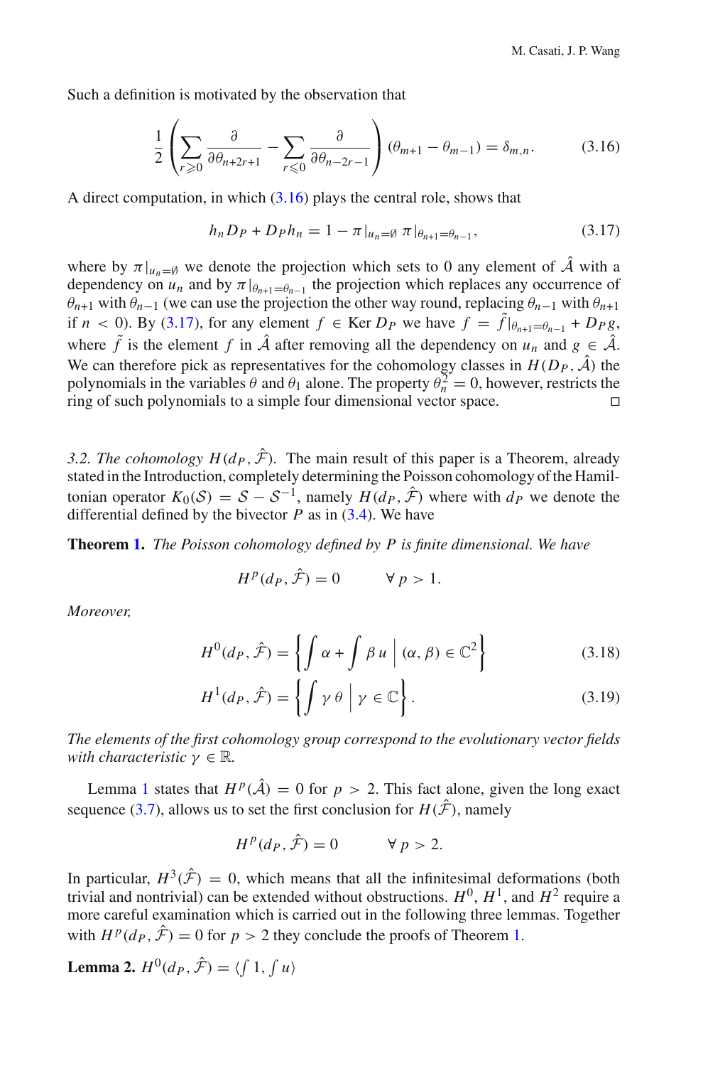Such a definition is motivated by the observation that

$$\frac{1}{2}\left(\sum_{r\geqslant 0}\frac{\partial}{\partial\theta_{n+2r+1}}-\sum_{r\leqslant 0}\frac{\partial}{\partial\theta_{n-2r-1}}\right)(\theta_{m+1}-\theta_{m-1})=\delta_{m,n}. \tag{3.16}$$

A direct computation, in which (3.16) plays the central role, shows that

$$h_n D_P + D_P h_n = 1 - \pi|_{u_n=\emptyset}\,\pi|_{\theta_{n+1}=\theta_{n-1}}, \tag{3.17}$$

where by $\pi|_{u_n=\emptyset}$ we denote the projection which sets to 0 any element of $\hat{\mathcal{A}}$ with a dependency on $u_n$ and by $\pi|_{\theta_{n+1}=\theta_{n-1}}$ the projection which replaces any occurrence of $\theta_{n+1}$ with $\theta_{n-1}$ (we can use the projection the other way round, replacing $\theta_{n-1}$ with $\theta_{n+1}$ if $n<0$). By (3.17), for any element $f\in\operatorname{Ker}D_P$ we have $f=\tilde{f}|_{\theta_{n+1}=\theta_{n-1}}+D_P g$, where $\tilde{f}$ is the element $f$ in $\hat{\mathcal{A}}$ after removing all the dependency on $u_n$ and $g\in\hat{\mathcal{A}}$. We can therefore pick as representatives for the cohomology classes in $H(D_P,\hat{\mathcal{A}})$ the polynomials in the variables $\theta$ and $\theta_1$ alone. The property $\theta_n^2=0$, however, restricts the ring of such polynomials to a simple four dimensional vector space. $\square$

*3.2. The cohomology $H(d_P,\hat{\mathcal{F}})$.* The main result of this paper is a Theorem, already stated in the Introduction, completely determining the Poisson cohomology of the Hamiltonian operator $K_0(\mathcal{S})=\mathcal{S}-\mathcal{S}^{-1}$, namely $H(d_P,\hat{\mathcal{F}})$ where with $d_P$ we denote the differential defined by the bivector $P$ as in (3.4). We have

**Theorem 1.** *The Poisson cohomology defined by $P$ is finite dimensional. We have*

$$H^p(d_P,\hat{\mathcal{F}})=0\qquad\forall\, p>1.$$

*Moreover,*

$$H^0(d_P,\hat{\mathcal{F}})=\left\{\int\alpha+\int\beta\,u\;\middle|\;(\alpha,\beta)\in\mathbb{C}^2\right\} \tag{3.18}$$

$$H^1(d_P,\hat{\mathcal{F}})=\left\{\int\gamma\,\theta\;\middle|\;\gamma\in\mathbb{C}\right\}. \tag{3.19}$$

*The elements of the first cohomology group correspond to the evolutionary vector fields with characteristic $\gamma\in\mathbb{R}$.*

Lemma 1 states that $H^p(\hat{\mathcal{A}})=0$ for $p>2$. This fact alone, given the long exact sequence (3.7), allows us to set the first conclusion for $H(\hat{\mathcal{F}})$, namely

$$H^p(d_P,\hat{\mathcal{F}})=0\qquad\forall\, p>2.$$

In particular, $H^3(\hat{\mathcal{F}})=0$, which means that all the infinitesimal deformations (both trivial and nontrivial) can be extended without obstructions. $H^0$, $H^1$, and $H^2$ require a more careful examination which is carried out in the following three lemmas. Together with $H^p(d_P,\hat{\mathcal{F}})=0$ for $p>2$ they conclude the proofs of Theorem 1.

**Lemma 2.** $H^0(d_P,\hat{\mathcal{F}})=\langle\int 1,\int u\rangle$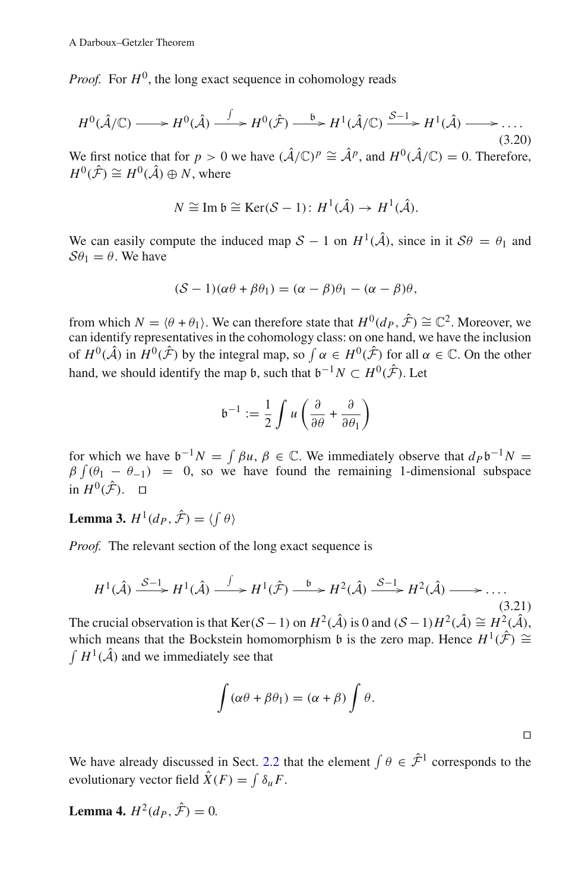*Proof.* For $H^0$, the long exact sequence in cohomology reads

$$H^0(\hat{\mathcal{A}}/\mathbb{C}) \longrightarrow H^0(\hat{\mathcal{A}}) \xrightarrow{\int} H^0(\hat{\mathcal{F}}) \xrightarrow{\mathfrak{b}} H^1(\hat{\mathcal{A}}/\mathbb{C}) \xrightarrow{\mathcal{S}-1} H^1(\hat{\mathcal{A}}) \longrightarrow \dots. \tag{3.20}$$

We first notice that for $p > 0$ we have $(\hat{\mathcal{A}}/\mathbb{C})^p \cong \hat{\mathcal{A}}^p$, and $H^0(\hat{\mathcal{A}}/\mathbb{C}) = 0$. Therefore, $H^0(\hat{\mathcal{F}}) \cong H^0(\hat{\mathcal{A}}) \oplus N$, where

$$N \cong \operatorname{Im} \mathfrak{b} \cong \operatorname{Ker}(\mathcal{S} - 1) \colon H^1(\hat{\mathcal{A}}) \to H^1(\hat{\mathcal{A}}).$$

We can easily compute the induced map $\mathcal{S} - 1$ on $H^1(\hat{\mathcal{A}})$, since in it $\mathcal{S}\theta = \theta_1$ and $\mathcal{S}\theta_1 = \theta$. We have

$$(\mathcal{S} - 1)(\alpha\theta + \beta\theta_1) = (\alpha - \beta)\theta_1 - (\alpha - \beta)\theta,$$

from which $N = \langle \theta + \theta_1 \rangle$. We can therefore state that $H^0(d_P, \hat{\mathcal{F}}) \cong \mathbb{C}^2$. Moreover, we can identify representatives in the cohomology class: on one hand, we have the inclusion of $H^0(\hat{\mathcal{A}})$ in $H^0(\hat{\mathcal{F}})$ by the integral map, so $\int \alpha \in H^0(\hat{\mathcal{F}})$ for all $\alpha \in \mathbb{C}$. On the other hand, we should identify the map $\mathfrak{b}$, such that $\mathfrak{b}^{-1}N \subset H^0(\hat{\mathcal{F}})$. Let

$$\mathfrak{b}^{-1} := \frac{1}{2} \int u \left( \frac{\partial}{\partial \theta} + \frac{\partial}{\partial \theta_1} \right)$$

for which we have $\mathfrak{b}^{-1}N = \int \beta u$, $\beta \in \mathbb{C}$. We immediately observe that $d_P \mathfrak{b}^{-1} N = \beta \int (\theta_1 - \theta_{-1}) = 0$, so we have found the remaining 1-dimensional subspace in $H^0(\hat{\mathcal{F}})$. □

**Lemma 3.** $H^1(d_P, \hat{\mathcal{F}}) = \langle \int \theta \rangle$

*Proof.* The relevant section of the long exact sequence is

$$H^1(\hat{\mathcal{A}}) \xrightarrow{\mathcal{S}-1} H^1(\hat{\mathcal{A}}) \xrightarrow{\int} H^1(\hat{\mathcal{F}}) \xrightarrow{\mathfrak{b}} H^2(\hat{\mathcal{A}}) \xrightarrow{\mathcal{S}-1} H^2(\hat{\mathcal{A}}) \longrightarrow \dots. \tag{3.21}$$

The crucial observation is that $\operatorname{Ker}(\mathcal{S} - 1)$ on $H^2(\hat{\mathcal{A}})$ is 0 and $(\mathcal{S} - 1)H^2(\hat{\mathcal{A}}) \cong H^2(\hat{\mathcal{A}})$, which means that the Bockstein homomorphism $\mathfrak{b}$ is the zero map. Hence $H^1(\hat{\mathcal{F}}) \cong \int H^1(\hat{\mathcal{A}})$ and we immediately see that

$$\int (\alpha\theta + \beta\theta_1) = (\alpha + \beta) \int \theta.$$

□

We have already discussed in Sect. 2.2 that the element $\int \theta \in \hat{\mathcal{F}}^1$ corresponds to the evolutionary vector field $\hat{X}(F) = \int \delta_u F$.

**Lemma 4.** $H^2(d_P, \hat{\mathcal{F}}) = 0$.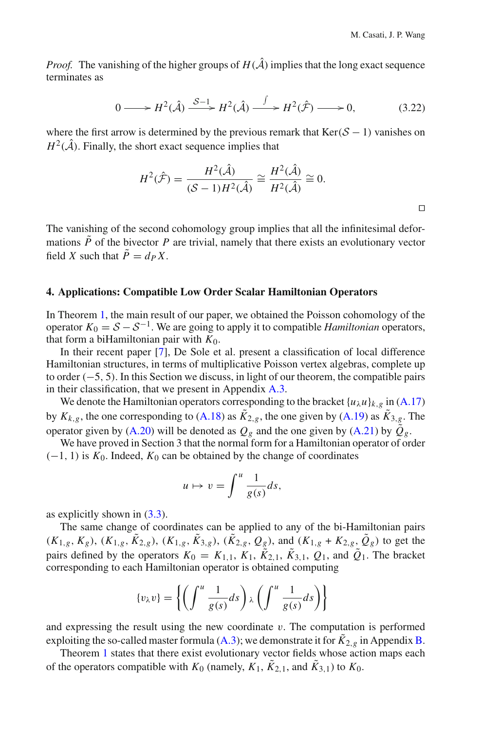*Proof.* The vanishing of the higher groups of $H(\hat{\mathcal{A}})$ implies that the long exact sequence terminates as

$$0 \longrightarrow H^2(\hat{\mathcal{A}}) \xrightarrow{\mathcal{S}-1} H^2(\hat{\mathcal{A}}) \xrightarrow{\int} H^2(\hat{\mathcal{F}}) \longrightarrow 0, \tag{3.22}$$

where the first arrow is determined by the previous remark that $\operatorname{Ker}(\mathcal{S}-1)$ vanishes on $H^2(\hat{\mathcal{A}})$. Finally, the short exact sequence implies that

$$H^2(\hat{\mathcal{F}}) = \frac{H^2(\hat{\mathcal{A}})}{(\mathcal{S}-1)H^2(\hat{\mathcal{A}})} \cong \frac{H^2(\hat{\mathcal{A}})}{H^2(\hat{\mathcal{A}})} \cong 0.$$

□

The vanishing of the second cohomology group implies that all the infinitesimal deformations $\tilde{P}$ of the bivector $P$ are trivial, namely that there exists an evolutionary vector field $X$ such that $\tilde{P} = d_P X$.

## 4. Applications: Compatible Low Order Scalar Hamiltonian Operators

In Theorem 1, the main result of our paper, we obtained the Poisson cohomology of the operator $K_0 = \mathcal{S} - \mathcal{S}^{-1}$. We are going to apply it to compatible *Hamiltonian* operators, that form a biHamiltonian pair with $K_0$.

In their recent paper [7], De Sole et al. present a classification of local difference Hamiltonian structures, in terms of multiplicative Poisson vertex algebras, complete up to order $(-5, 5)$. In this Section we discuss, in light of our theorem, the compatible pairs in their classification, that we present in Appendix A.3.

We denote the Hamiltonian operators corresponding to the bracket $\{u_\lambda u\}_{k,g}$ in (A.17) by $K_{k,g}$, the one corresponding to (A.18) as $\tilde{K}_{2,g}$, the one given by (A.19) as $\tilde{K}_{3,g}$. The operator given by (A.20) will be denoted as $Q_g$ and the one given by (A.21) by $\tilde{Q}_g$.

We have proved in Section 3 that the normal form for a Hamiltonian operator of order $(-1, 1)$ is $K_0$. Indeed, $K_0$ can be obtained by the change of coordinates

$$u \mapsto v = \int^u \frac{1}{g(s)} ds,$$

as explicitly shown in (3.3).

The same change of coordinates can be applied to any of the bi-Hamiltonian pairs $(K_{1,g}, K_g)$, $(K_{1,g}, \tilde{K}_{2,g})$, $(K_{1,g}, \tilde{K}_{3,g})$, $(\tilde{K}_{2,g}, Q_g)$, and $(K_{1,g} + K_{2,g}, \tilde{Q}_g)$ to get the pairs defined by the operators $K_0 = K_{1,1}$, $K_1$, $\tilde{K}_{2,1}$, $\tilde{K}_{3,1}$, $Q_1$, and $\tilde{Q}_1$. The bracket corresponding to each Hamiltonian operator is obtained computing

$$\{v_\lambda v\} = \left\{ \left( \int^u \frac{1}{g(s)} ds \right)_\lambda \left( \int^u \frac{1}{g(s)} ds \right) \right\}$$

and expressing the result using the new coordinate $v$. The computation is performed exploiting the so-called master formula (A.3); we demonstrate it for $\tilde{K}_{2,g}$ in Appendix B.

Theorem 1 states that there exist evolutionary vector fields whose action maps each of the operators compatible with $K_0$ (namely, $K_1$, $\tilde{K}_{2,1}$, and $\tilde{K}_{3,1}$) to $K_0$.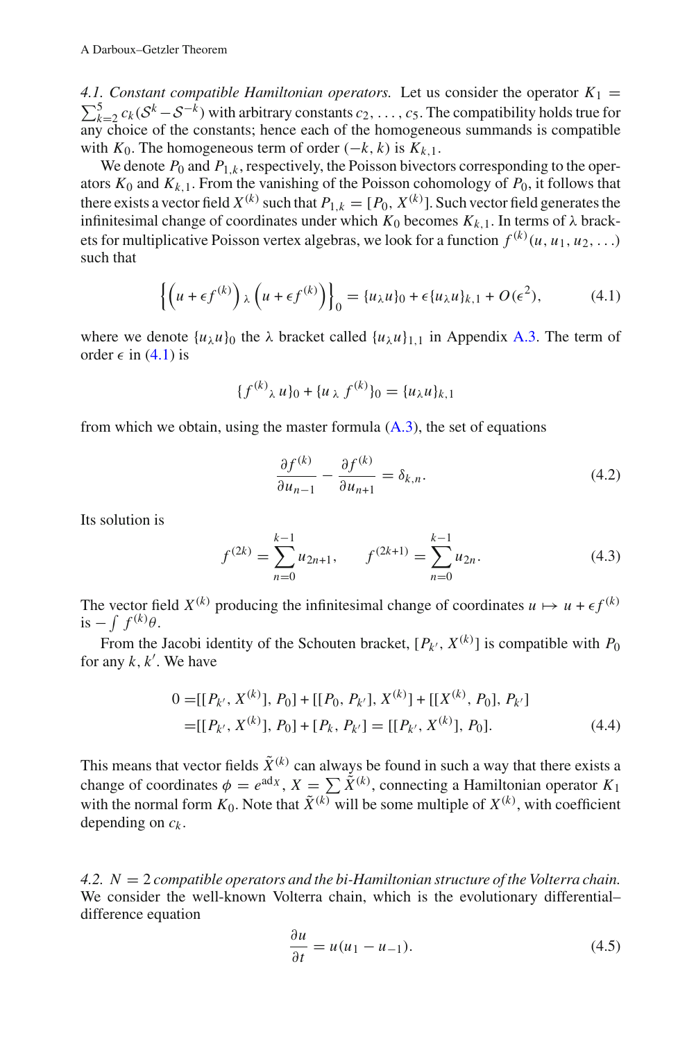*4.1. Constant compatible Hamiltonian operators.* Let us consider the operator $K_1 = \sum_{k=2}^{5} c_k(\mathcal{S}^k - \mathcal{S}^{-k})$ with arbitrary constants $c_2, \ldots, c_5$. The compatibility holds true for any choice of the constants; hence each of the homogeneous summands is compatible with $K_0$. The homogeneous term of order $(-k, k)$ is $K_{k,1}$.

We denote $P_0$ and $P_{1,k}$, respectively, the Poisson bivectors corresponding to the operators $K_0$ and $K_{k,1}$. From the vanishing of the Poisson cohomology of $P_0$, it follows that there exists a vector field $X^{(k)}$ such that $P_{1,k} = [P_0, X^{(k)}]$. Such vector field generates the infinitesimal change of coordinates under which $K_0$ becomes $K_{k,1}$. In terms of $\lambda$ brackets for multiplicative Poisson vertex algebras, we look for a function $f^{(k)}(u, u_1, u_2, \ldots)$ such that

$$\left\{ \left(u + \epsilon f^{(k)}\right)_\lambda \left(u + \epsilon f^{(k)}\right) \right\}_0 = \{u_\lambda u\}_0 + \epsilon \{u_\lambda u\}_{k,1} + O(\epsilon^2), \tag{4.1}$$

where we denote $\{u_\lambda u\}_0$ the $\lambda$ bracket called $\{u_\lambda u\}_{1,1}$ in Appendix A.3. The term of order $\epsilon$ in (4.1) is

$$\{f^{(k)}{}_\lambda\, u\}_0 + \{u\,{}_\lambda\, f^{(k)}\}_0 = \{u_\lambda u\}_{k,1}$$

from which we obtain, using the master formula (A.3), the set of equations

$$\frac{\partial f^{(k)}}{\partial u_{n-1}} - \frac{\partial f^{(k)}}{\partial u_{n+1}} = \delta_{k,n}. \tag{4.2}$$

Its solution is

$$f^{(2k)} = \sum_{n=0}^{k-1} u_{2n+1}, \qquad f^{(2k+1)} = \sum_{n=0}^{k-1} u_{2n}. \tag{4.3}$$

The vector field $X^{(k)}$ producing the infinitesimal change of coordinates $u \mapsto u + \epsilon f^{(k)}$ is $-\int f^{(k)}\theta$.

From the Jacobi identity of the Schouten bracket, $[P_{k'}, X^{(k)}]$ is compatible with $P_0$ for any $k, k'$. We have

$$\begin{aligned} 0 =& [[P_{k'}, X^{(k)}], P_0] + [[P_0, P_{k'}], X^{(k)}] + [[X^{(k)}, P_0], P_{k'}] \\ =& [[P_{k'}, X^{(k)}], P_0] + [P_k, P_{k'}] = [[P_{k'}, X^{(k)}], P_0]. \end{aligned} \tag{4.4}$$

This means that vector fields $\tilde{X}^{(k)}$ can always be found in such a way that there exists a change of coordinates $\phi = e^{\mathrm{ad}_X}$, $X = \sum \tilde{X}^{(k)}$, connecting a Hamiltonian operator $K_1$ with the normal form $K_0$. Note that $\tilde{X}^{(k)}$ will be some multiple of $X^{(k)}$, with coefficient depending on $c_k$.

*4.2. $N = 2$ compatible operators and the bi-Hamiltonian structure of the Volterra chain.* We consider the well-known Volterra chain, which is the evolutionary differential–difference equation

$$\frac{\partial u}{\partial t} = u(u_1 - u_{-1}). \tag{4.5}$$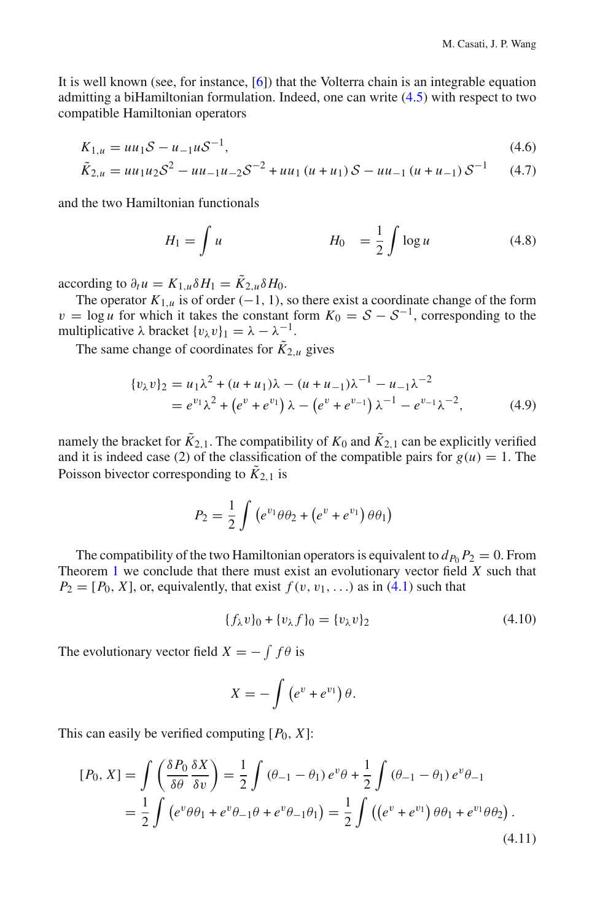It is well known (see, for instance, [6]) that the Volterra chain is an integrable equation admitting a biHamiltonian formulation. Indeed, one can write (4.5) with respect to two compatible Hamiltonian operators

$$K_{1,u} = uu_1\mathcal{S} - u_{-1}u\mathcal{S}^{-1}, \tag{4.6}$$

$$\tilde{K}_{2,u} = uu_1u_2\mathcal{S}^2 - uu_{-1}u_{-2}\mathcal{S}^{-2} + uu_1\left(u + u_1\right)\mathcal{S} - uu_{-1}\left(u + u_{-1}\right)\mathcal{S}^{-1} \tag{4.7}$$

and the two Hamiltonian functionals

$$H_1 = \int u \qquad\qquad H_0 \;= \frac{1}{2}\int \log u \tag{4.8}$$

according to $\partial_t u = K_{1,u}\delta H_1 = \tilde{K}_{2,u}\delta H_0$.

The operator $K_{1,u}$ is of order $(-1, 1)$, so there exist a coordinate change of the form $v = \log u$ for which it takes the constant form $K_0 = \mathcal{S} - \mathcal{S}^{-1}$, corresponding to the multiplicative λ bracket $\{v_\lambda v\}_1 = \lambda - \lambda^{-1}$.

The same change of coordinates for $\tilde{K}_{2,u}$ gives

$$\begin{aligned}
\{v_\lambda v\}_2 &= u_1\lambda^2 + (u + u_1)\lambda - (u + u_{-1})\lambda^{-1} - u_{-1}\lambda^{-2}\\
&= e^{v_1}\lambda^2 + \left(e^v + e^{v_1}\right)\lambda - \left(e^v + e^{v_{-1}}\right)\lambda^{-1} - e^{v_{-1}}\lambda^{-2},
\end{aligned} \tag{4.9}$$

namely the bracket for $\tilde{K}_{2,1}$. The compatibility of $K_0$ and $\tilde{K}_{2,1}$ can be explicitly verified and it is indeed case (2) of the classification of the compatible pairs for $g(u) = 1$. The Poisson bivector corresponding to $\tilde{K}_{2,1}$ is

$$P_2 = \frac{1}{2}\int \left(e^{v_1}\theta\theta_2 + \left(e^v + e^{v_1}\right)\theta\theta_1\right)$$

The compatibility of the two Hamiltonian operators is equivalent to $d_{P_0}P_2 = 0$. From Theorem 1 we conclude that there must exist an evolutionary vector field $X$ such that $P_2 = [P_0, X]$, or, equivalently, that exist $f(v, v_1, \ldots)$ as in (4.1) such that

$$\{f_\lambda v\}_0 + \{v_\lambda f\}_0 = \{v_\lambda v\}_2 \tag{4.10}$$

The evolutionary vector field $X = -\int f\theta$ is

$$X = -\int \left(e^v + e^{v_1}\right)\theta.$$

This can easily be verified computing $[P_0, X]$:

$$\begin{aligned}
[P_0, X] &= \int \left(\frac{\delta P_0}{\delta\theta}\frac{\delta X}{\delta v}\right) = \frac{1}{2}\int \left(\theta_{-1} - \theta_1\right)e^v\theta + \frac{1}{2}\int \left(\theta_{-1} - \theta_1\right)e^v\theta_{-1}\\
&= \frac{1}{2}\int \left(e^v\theta\theta_1 + e^v\theta_{-1}\theta + e^v\theta_{-1}\theta_1\right) = \frac{1}{2}\int \left(\left(e^v + e^{v_1}\right)\theta\theta_1 + e^{v_1}\theta\theta_2\right).
\end{aligned} \tag{4.11}$$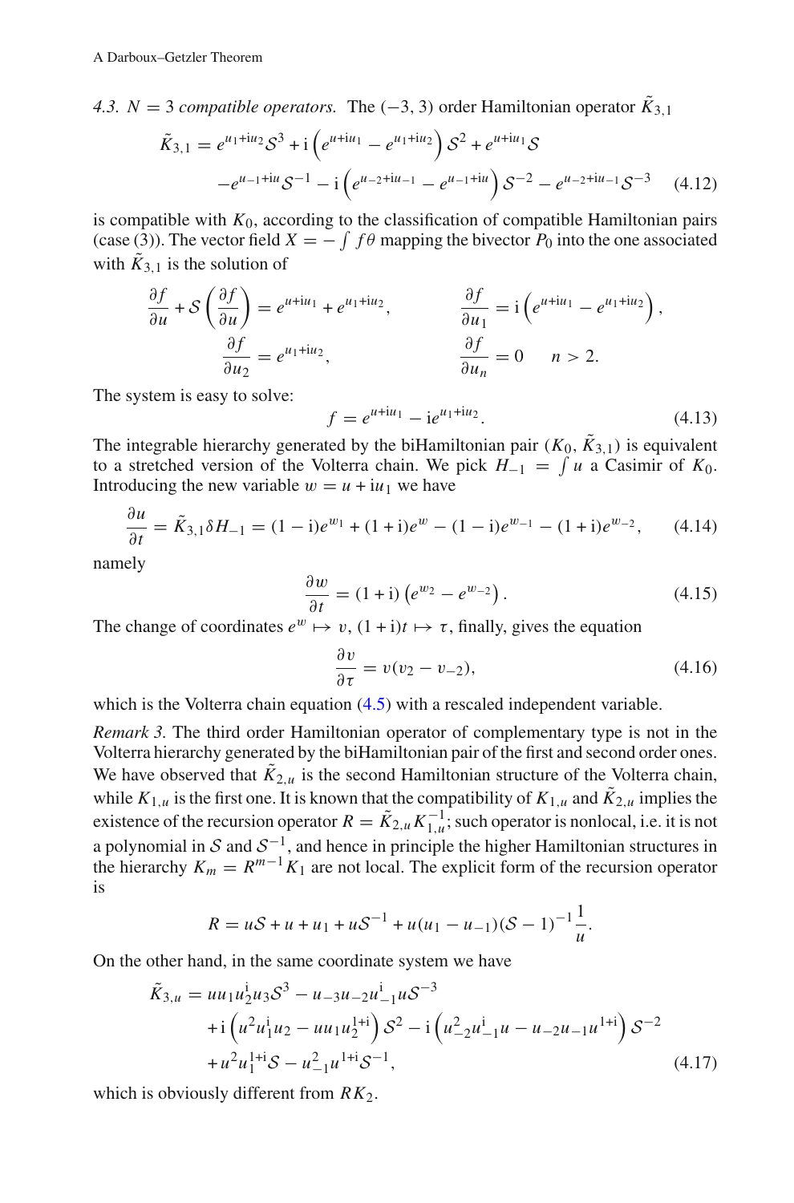*4.3. $N = 3$ compatible operators.* The $(-3, 3)$ order Hamiltonian operator $\tilde{K}_{3,1}$

$$
\begin{aligned}
\tilde{K}_{3,1} = {} & e^{u_1+\mathrm{i}u_2}\mathcal{S}^3 + \mathrm{i}\left(e^{u+\mathrm{i}u_1} - e^{u_1+\mathrm{i}u_2}\right)\mathcal{S}^2 + e^{u+\mathrm{i}u_1}\mathcal{S} \\
& - e^{u_{-1}+\mathrm{i}u}\mathcal{S}^{-1} - \mathrm{i}\left(e^{u_{-2}+\mathrm{i}u_{-1}} - e^{u_{-1}+\mathrm{i}u}\right)\mathcal{S}^{-2} - e^{u_{-2}+\mathrm{i}u_{-1}}\mathcal{S}^{-3} \qquad (4.12)
\end{aligned}
$$

is compatible with $K_0$, according to the classification of compatible Hamiltonian pairs (case (3)). The vector field $X = -\int f\theta$ mapping the bivector $P_0$ into the one associated with $\tilde{K}_{3,1}$ is the solution of

$$
\frac{\partial f}{\partial u} + \mathcal{S}\left(\frac{\partial f}{\partial u}\right) = e^{u+\mathrm{i}u_1} + e^{u_1+\mathrm{i}u_2}, \qquad \frac{\partial f}{\partial u_1} = \mathrm{i}\left(e^{u+\mathrm{i}u_1} - e^{u_1+\mathrm{i}u_2}\right),
$$

$$
\frac{\partial f}{\partial u_2} = e^{u_1+\mathrm{i}u_2}, \qquad \frac{\partial f}{\partial u_n} = 0 \qquad n > 2.
$$

The system is easy to solve:

$$
f = e^{u+\mathrm{i}u_1} - \mathrm{i}e^{u_1+\mathrm{i}u_2}. \qquad (4.13)
$$

The integrable hierarchy generated by the biHamiltonian pair $(K_0, \tilde{K}_{3,1})$ is equivalent to a stretched version of the Volterra chain. We pick $H_{-1} = \int u$ a Casimir of $K_0$. Introducing the new variable $w = u + \mathrm{i}u_1$ we have

$$
\frac{\partial u}{\partial t} = \tilde{K}_{3,1}\delta H_{-1} = (1-\mathrm{i})e^{w_1} + (1+\mathrm{i})e^{w} - (1-\mathrm{i})e^{w_{-1}} - (1+\mathrm{i})e^{w_{-2}}, \qquad (4.14)
$$

namely

$$
\frac{\partial w}{\partial t} = (1+\mathrm{i})\left(e^{w_2} - e^{w_{-2}}\right). \qquad (4.15)
$$

The change of coordinates $e^w \mapsto v$, $(1+\mathrm{i})t \mapsto \tau$, finally, gives the equation

$$
\frac{\partial v}{\partial \tau} = v(v_2 - v_{-2}), \qquad (4.16)
$$

which is the Volterra chain equation (4.5) with a rescaled independent variable.

*Remark 3.* The third order Hamiltonian operator of complementary type is not in the Volterra hierarchy generated by the biHamiltonian pair of the first and second order ones. We have observed that $\tilde{K}_{2,u}$ is the second Hamiltonian structure of the Volterra chain, while $K_{1,u}$ is the first one. It is known that the compatibility of $K_{1,u}$ and $\tilde{K}_{2,u}$ implies the existence of the recursion operator $R = \tilde{K}_{2,u}K_{1,u}^{-1}$; such operator is nonlocal, i.e. it is not a polynomial in $\mathcal{S}$ and $\mathcal{S}^{-1}$, and hence in principle the higher Hamiltonian structures in the hierarchy $K_m = R^{m-1}K_1$ are not local. The explicit form of the recursion operator is

$$
R = u\mathcal{S} + u + u_1 + u\mathcal{S}^{-1} + u(u_1 - u_{-1})(\mathcal{S} - 1)^{-1}\frac{1}{u}.
$$

On the other hand, in the same coordinate system we have

$$
\begin{aligned}
\tilde{K}_{3,u} = {} & uu_1u_2^{\mathrm{i}}u_3\mathcal{S}^3 - u_{-3}u_{-2}u_{-1}^{\mathrm{i}}u\mathcal{S}^{-3} \\
& + \mathrm{i}\left(u^2u_1^{\mathrm{i}}u_2 - uu_1u_2^{1+\mathrm{i}}\right)\mathcal{S}^2 - \mathrm{i}\left(u_{-2}^2u_{-1}^{\mathrm{i}}u - u_{-2}u_{-1}u^{1+\mathrm{i}}\right)\mathcal{S}^{-2} \\
& + u^2u_1^{1+\mathrm{i}}\mathcal{S} - u_{-1}^2u^{1+\mathrm{i}}\mathcal{S}^{-1}, \qquad (4.17)
\end{aligned}
$$

which is obviously different from $RK_2$.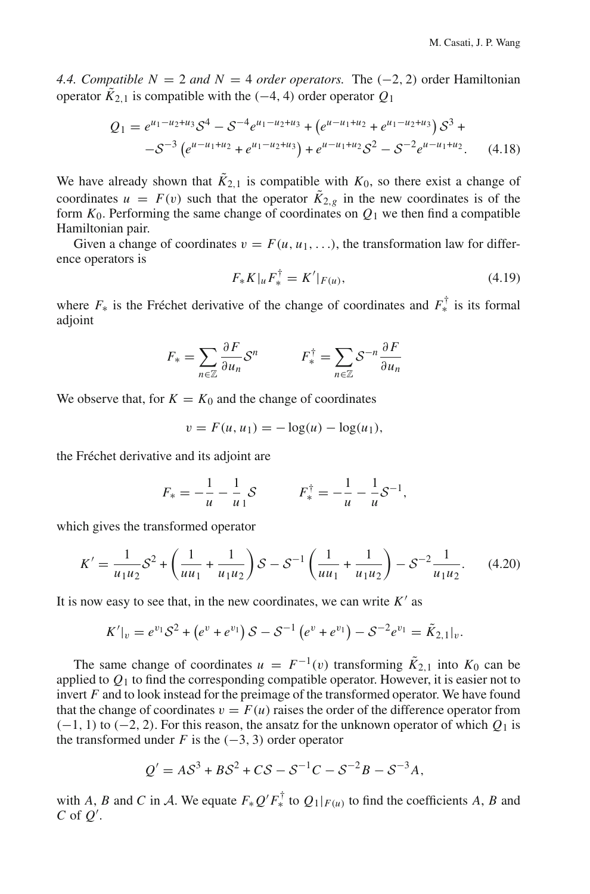*4.4. Compatible $N = 2$ and $N = 4$ order operators.* The $(-2, 2)$ order Hamiltonian operator $\tilde{K}_{2,1}$ is compatible with the $(-4, 4)$ order operator $Q_1$

$$Q_1 = e^{u_1-u_2+u_3}\mathcal{S}^4 - \mathcal{S}^{-4}e^{u_1-u_2+u_3} + \left(e^{u-u_1+u_2} + e^{u_1-u_2+u_3}\right)\mathcal{S}^3 + \\ -\mathcal{S}^{-3}\left(e^{u-u_1+u_2} + e^{u_1-u_2+u_3}\right) + e^{u-u_1+u_2}\mathcal{S}^2 - \mathcal{S}^{-2}e^{u-u_1+u_2}. \tag{4.18}$$

We have already shown that $\tilde{K}_{2,1}$ is compatible with $K_0$, so there exist a change of coordinates $u = F(v)$ such that the operator $\tilde{K}_{2,g}$ in the new coordinates is of the form $K_0$. Performing the same change of coordinates on $Q_1$ we then find a compatible Hamiltonian pair.

Given a change of coordinates $v = F(u, u_1, \ldots)$, the transformation law for difference operators is

$$F_* K|_u F_*^\dagger = K'|_{F(u)}, \tag{4.19}$$

where $F_*$ is the Fréchet derivative of the change of coordinates and $F_*^\dagger$ is its formal adjoint

$$F_* = \sum_{n\in\mathbb{Z}} \frac{\partial F}{\partial u_n}\mathcal{S}^n \qquad F_*^\dagger = \sum_{n\in\mathbb{Z}} \mathcal{S}^{-n}\frac{\partial F}{\partial u_n}$$

We observe that, for $K = K_0$ and the change of coordinates

$$v = F(u, u_1) = -\log(u) - \log(u_1),$$

the Fréchet derivative and its adjoint are

$$F_* = -\frac{1}{u} - \frac{1}{u_1}\mathcal{S} \qquad F_*^\dagger = -\frac{1}{u} - \frac{1}{u}\mathcal{S}^{-1},$$

which gives the transformed operator

$$K' = \frac{1}{u_1 u_2}\mathcal{S}^2 + \left(\frac{1}{uu_1} + \frac{1}{u_1 u_2}\right)\mathcal{S} - \mathcal{S}^{-1}\left(\frac{1}{uu_1} + \frac{1}{u_1 u_2}\right) - \mathcal{S}^{-2}\frac{1}{u_1 u_2}. \tag{4.20}$$

It is now easy to see that, in the new coordinates, we can write $K'$ as

$$K'|_v = e^{v_1}\mathcal{S}^2 + \left(e^v + e^{v_1}\right)\mathcal{S} - \mathcal{S}^{-1}\left(e^v + e^{v_1}\right) - \mathcal{S}^{-2}e^{v_1} = \tilde{K}_{2,1}|_v.$$

The same change of coordinates $u = F^{-1}(v)$ transforming $\tilde{K}_{2,1}$ into $K_0$ can be applied to $Q_1$ to find the corresponding compatible operator. However, it is easier not to invert $F$ and to look instead for the preimage of the transformed operator. We have found that the change of coordinates $v = F(u)$ raises the order of the difference operator from $(-1, 1)$ to $(-2, 2)$. For this reason, the ansatz for the unknown operator of which $Q_1$ is the transformed under $F$ is the $(-3, 3)$ order operator

$$Q' = A\mathcal{S}^3 + B\mathcal{S}^2 + C\mathcal{S} - \mathcal{S}^{-1}C - \mathcal{S}^{-2}B - \mathcal{S}^{-3}A,$$

with $A$, $B$ and $C$ in $\mathcal{A}$. We equate $F_* Q' F_*^\dagger$ to $Q_1|_{F(u)}$ to find the coefficients $A$, $B$ and $C$ of $Q'$.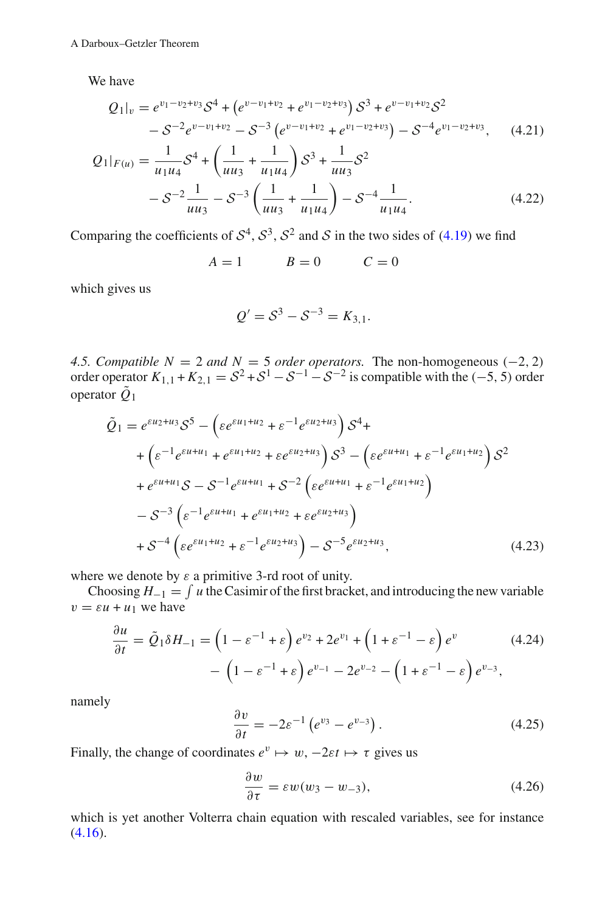We have

$$
\begin{aligned}
Q_1|_v &= e^{v_1-v_2+v_3}\mathcal{S}^4 + \left(e^{v-v_1+v_2} + e^{v_1-v_2+v_3}\right)\mathcal{S}^3 + e^{v-v_1+v_2}\mathcal{S}^2 \\
&\quad - \mathcal{S}^{-2}e^{v-v_1+v_2} - \mathcal{S}^{-3}\left(e^{v-v_1+v_2} + e^{v_1-v_2+v_3}\right) - \mathcal{S}^{-4}e^{v_1-v_2+v_3}, \qquad (4.21)
\end{aligned}
$$

$$
\begin{aligned}
Q_1|_{F(u)} &= \frac{1}{u_1u_4}\mathcal{S}^4 + \left(\frac{1}{uu_3} + \frac{1}{u_1u_4}\right)\mathcal{S}^3 + \frac{1}{uu_3}\mathcal{S}^2 \\
&\quad - \mathcal{S}^{-2}\frac{1}{uu_3} - \mathcal{S}^{-3}\left(\frac{1}{uu_3} + \frac{1}{u_1u_4}\right) - \mathcal{S}^{-4}\frac{1}{u_1u_4}. \qquad (4.22)
\end{aligned}
$$

Comparing the coefficients of $\mathcal{S}^4$, $\mathcal{S}^3$, $\mathcal{S}^2$ and $\mathcal{S}$ in the two sides of (4.19) we find

$$
A = 1 \qquad B = 0 \qquad C = 0
$$

which gives us

$$
Q' = \mathcal{S}^3 - \mathcal{S}^{-3} = K_{3,1}.
$$

*4.5. Compatible $N = 2$ and $N = 5$ order operators.* The non-homogeneous $(-2, 2)$ order operator $K_{1,1} + K_{2,1} = \mathcal{S}^2 + \mathcal{S}^1 - \mathcal{S}^{-1} - \mathcal{S}^{-2}$ is compatible with the $(-5, 5)$ order operator $\tilde{Q}_1$

$$
\begin{aligned}
\tilde{Q}_1 &= e^{\varepsilon u_2+u_3}\mathcal{S}^5 - \left(\varepsilon e^{\varepsilon u_1+u_2} + \varepsilon^{-1}e^{\varepsilon u_2+u_3}\right)\mathcal{S}^4 + \\
&\quad + \left(\varepsilon^{-1}e^{\varepsilon u+u_1} + e^{\varepsilon u_1+u_2} + \varepsilon e^{\varepsilon u_2+u_3}\right)\mathcal{S}^3 - \left(\varepsilon e^{\varepsilon u+u_1} + \varepsilon^{-1}e^{\varepsilon u_1+u_2}\right)\mathcal{S}^2 \\
&\quad + e^{\varepsilon u+u_1}\mathcal{S} - \mathcal{S}^{-1}e^{\varepsilon u+u_1} + \mathcal{S}^{-2}\left(\varepsilon e^{\varepsilon u+u_1} + \varepsilon^{-1}e^{\varepsilon u_1+u_2}\right) \\
&\quad - \mathcal{S}^{-3}\left(\varepsilon^{-1}e^{\varepsilon u+u_1} + e^{\varepsilon u_1+u_2} + \varepsilon e^{\varepsilon u_2+u_3}\right) \\
&\quad + \mathcal{S}^{-4}\left(\varepsilon e^{\varepsilon u_1+u_2} + \varepsilon^{-1}e^{\varepsilon u_2+u_3}\right) - \mathcal{S}^{-5}e^{\varepsilon u_2+u_3}, \qquad (4.23)
\end{aligned}
$$

where we denote by $\varepsilon$ a primitive 3-rd root of unity.

Choosing $H_{-1} = \int u$ the Casimir of the first bracket, and introducing the new variable $v = \varepsilon u + u_1$ we have

$$
\begin{aligned}
\frac{\partial u}{\partial t} = \tilde{Q}_1\delta H_{-1} &= \left(1 - \varepsilon^{-1} + \varepsilon\right)e^{v_2} + 2e^{v_1} + \left(1 + \varepsilon^{-1} - \varepsilon\right)e^{v} \qquad (4.24) \\
&\quad - \left(1 - \varepsilon^{-1} + \varepsilon\right)e^{v_{-1}} - 2e^{v_{-2}} - \left(1 + \varepsilon^{-1} - \varepsilon\right)e^{v_{-3}},
\end{aligned}
$$

namely

$$
\frac{\partial v}{\partial t} = -2\varepsilon^{-1}\left(e^{v_3} - e^{v_{-3}}\right). \qquad (4.25)
$$

Finally, the change of coordinates $e^v \mapsto w$, $-2\varepsilon t \mapsto \tau$ gives us

$$
\frac{\partial w}{\partial \tau} = \varepsilon w(w_3 - w_{-3}), \qquad (4.26)
$$

which is yet another Volterra chain equation with rescaled variables, see for instance (4.16).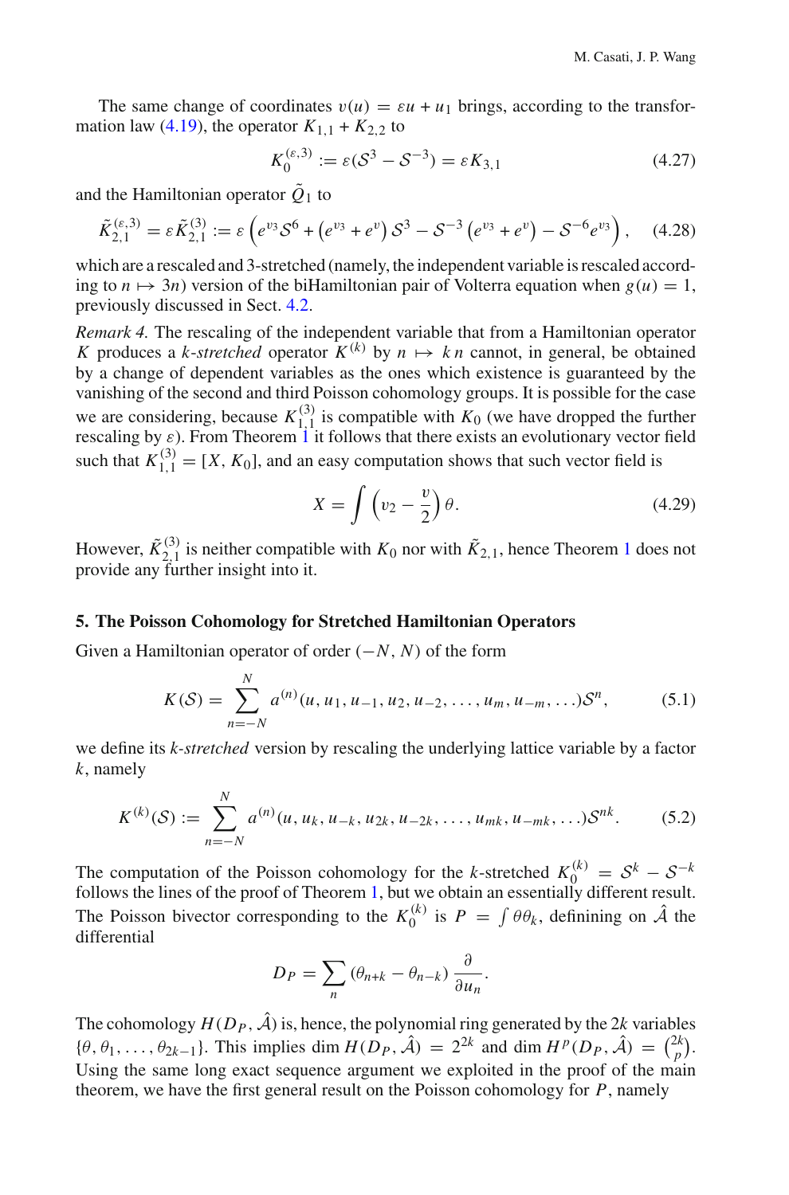The same change of coordinates $v(u) = \varepsilon u + u_1$ brings, according to the transformation law (4.19), the operator $K_{1,1} + K_{2,2}$ to

$$K_0^{(\varepsilon,3)} := \varepsilon(\mathcal{S}^3 - \mathcal{S}^{-3}) = \varepsilon K_{3,1} \tag{4.27}$$

and the Hamiltonian operator $\tilde{Q}_1$ to

$$\tilde{K}_{2,1}^{(\varepsilon,3)} = \varepsilon \tilde{K}_{2,1}^{(3)} := \varepsilon \left( e^{v_3}\mathcal{S}^6 + \left(e^{v_3} + e^{v}\right)\mathcal{S}^3 - \mathcal{S}^{-3}\left(e^{v_3} + e^{v}\right) - \mathcal{S}^{-6}e^{v_3}\right), \tag{4.28}$$

which are a rescaled and 3-stretched (namely, the independent variable is rescaled according to $n \mapsto 3n$) version of the biHamiltonian pair of Volterra equation when $g(u) = 1$, previously discussed in Sect. 4.2.

*Remark 4.* The rescaling of the independent variable that from a Hamiltonian operator $K$ produces a *k-stretched* operator $K^{(k)}$ by $n \mapsto kn$ cannot, in general, be obtained by a change of dependent variables as the ones which existence is guaranteed by the vanishing of the second and third Poisson cohomology groups. It is possible for the case we are considering, because $K_{1,1}^{(3)}$ is compatible with $K_0$ (we have dropped the further rescaling by $\varepsilon$). From Theorem 1 it follows that there exists an evolutionary vector field such that $K_{1,1}^{(3)} = [X, K_0]$, and an easy computation shows that such vector field is

$$X = \int \left(v_2 - \frac{v}{2}\right)\theta. \tag{4.29}$$

However, $\tilde{K}_{2,1}^{(3)}$ is neither compatible with $K_0$ nor with $\tilde{K}_{2,1}$, hence Theorem 1 does not provide any further insight into it.

## 5. The Poisson Cohomology for Stretched Hamiltonian Operators

Given a Hamiltonian operator of order $(-N, N)$ of the form

$$K(\mathcal{S}) = \sum_{n=-N}^{N} a^{(n)}(u, u_1, u_{-1}, u_2, u_{-2}, \ldots, u_m, u_{-m}, \ldots)\mathcal{S}^n, \tag{5.1}$$

we define its *k-stretched* version by rescaling the underlying lattice variable by a factor $k$, namely

$$K^{(k)}(\mathcal{S}) := \sum_{n=-N}^{N} a^{(n)}(u, u_k, u_{-k}, u_{2k}, u_{-2k}, \ldots, u_{mk}, u_{-mk}, \ldots)\mathcal{S}^{nk}. \tag{5.2}$$

The computation of the Poisson cohomology for the $k$-stretched $K_0^{(k)} = \mathcal{S}^k - \mathcal{S}^{-k}$ follows the lines of the proof of Theorem 1, but we obtain an essentially different result. The Poisson bivector corresponding to the $K_0^{(k)}$ is $P = \int \theta\theta_k$, defining on $\hat{\mathcal{A}}$ the differential

$$D_P = \sum_n (\theta_{n+k} - \theta_{n-k})\frac{\partial}{\partial u_n}.$$

The cohomology $H(D_P, \hat{\mathcal{A}})$ is, hence, the polynomial ring generated by the $2k$ variables $\{\theta, \theta_1, \ldots, \theta_{2k-1}\}$. This implies $\dim H(D_P, \hat{\mathcal{A}}) = 2^{2k}$ and $\dim H^p(D_P, \hat{\mathcal{A}}) = \binom{2k}{p}$. Using the same long exact sequence argument we exploited in the proof of the main theorem, we have the first general result on the Poisson cohomology for $P$, namely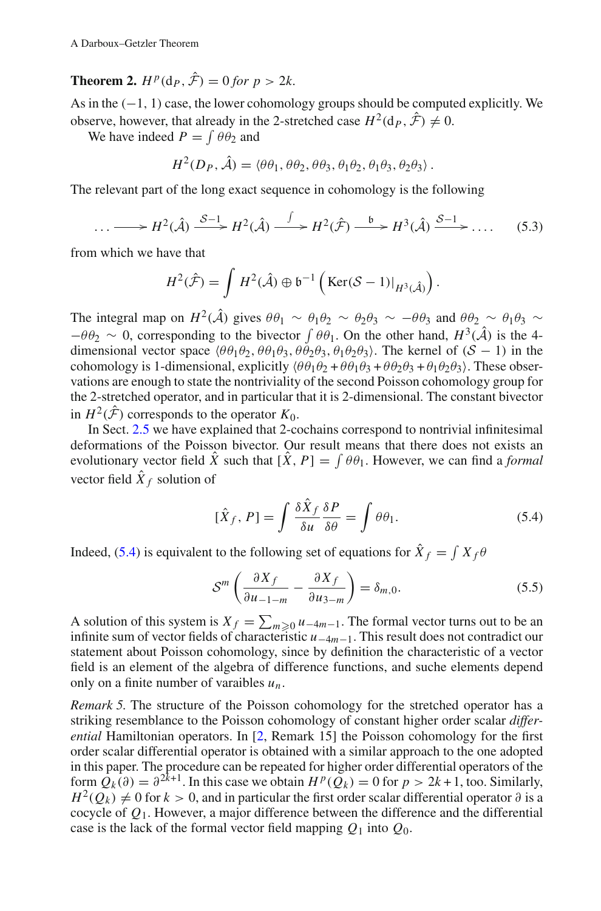**Theorem 2.** $H^p(\mathrm{d}_P, \hat{\mathcal{F}}) = 0$ *for* $p > 2k$.

As in the $(-1, 1)$ case, the lower cohomology groups should be computed explicitly. We observe, however, that already in the 2-stretched case $H^2(\mathrm{d}_P, \hat{\mathcal{F}}) \neq 0$.

We have indeed $P = \int \theta\theta_2$ and

$$H^2(D_P, \hat{\mathcal{A}}) = \langle \theta\theta_1, \theta\theta_2, \theta\theta_3, \theta_1\theta_2, \theta_1\theta_3, \theta_2\theta_3 \rangle \,.$$

The relevant part of the long exact sequence in cohomology is the following

$$\ldots \longrightarrow H^2(\hat{\mathcal{A}}) \xrightarrow{\mathcal{S}-1} H^2(\hat{\mathcal{A}}) \xrightarrow{\int} H^2(\hat{\mathcal{F}}) \xrightarrow{\mathfrak{b}} H^3(\hat{\mathcal{A}}) \xrightarrow{\mathcal{S}-1} \ldots . \tag{5.3}$$

from which we have that

$$H^2(\hat{\mathcal{F}}) = \int H^2(\hat{\mathcal{A}}) \oplus \mathfrak{b}^{-1}\left(\mathrm{Ker}(\mathcal{S}-1)|_{H^3(\hat{\mathcal{A}})}\right).$$

The integral map on $H^2(\hat{\mathcal{A}})$ gives $\theta\theta_1 \sim \theta_1\theta_2 \sim \theta_2\theta_3 \sim -\theta\theta_3$ and $\theta\theta_2 \sim \theta_1\theta_3 \sim -\theta\theta_2 \sim 0$, corresponding to the bivector $\int \theta\theta_1$. On the other hand, $H^3(\hat{\mathcal{A}})$ is the 4-dimensional vector space $\langle \theta\theta_1\theta_2, \theta\theta_1\theta_3, \theta\theta_2\theta_3, \theta_1\theta_2\theta_3 \rangle$. The kernel of $(\mathcal{S}-1)$ in the cohomology is 1-dimensional, explicitly $\langle \theta\theta_1\theta_2 + \theta\theta_1\theta_3 + \theta\theta_2\theta_3 + \theta_1\theta_2\theta_3 \rangle$. These observations are enough to state the nontriviality of the second Poisson cohomology group for the 2-stretched operator, and in particular that it is 2-dimensional. The constant bivector in $H^2(\hat{\mathcal{F}})$ corresponds to the operator $K_0$.

In Sect. 2.5 we have explained that 2-cochains correspond to nontrivial infinitesimal deformations of the Poisson bivector. Our result means that there does not exists an evolutionary vector field $\hat{X}$ such that $[\hat{X}, P] = \int \theta\theta_1$. However, we can find a *formal* vector field $\hat{X}_f$ solution of

$$[\hat{X}_f, P] = \int \frac{\delta \hat{X}_f}{\delta u}\frac{\delta P}{\delta \theta} = \int \theta\theta_1. \tag{5.4}$$

Indeed, (5.4) is equivalent to the following set of equations for $\hat{X}_f = \int X_f \theta$

$$\mathcal{S}^m\left(\frac{\partial X_f}{\partial u_{-1-m}} - \frac{\partial X_f}{\partial u_{3-m}}\right) = \delta_{m,0}. \tag{5.5}$$

A solution of this system is $X_f = \sum_{m \geqslant 0} u_{-4m-1}$. The formal vector turns out to be an infinite sum of vector fields of characteristic $u_{-4m-1}$. This result does not contradict our statement about Poisson cohomology, since by definition the characteristic of a vector field is an element of the algebra of difference functions, and suche elements depend only on a finite number of varaibles $u_n$.

*Remark 5.* The structure of the Poisson cohomology for the stretched operator has a striking resemblance to the Poisson cohomology of constant higher order scalar *differential* Hamiltonian operators. In [2, Remark 15] the Poisson cohomology for the first order scalar differential operator is obtained with a similar approach to the one adopted in this paper. The procedure can be repeated for higher order differential operators of the form $Q_k(\partial) = \partial^{2k+1}$. In this case we obtain $H^p(Q_k) = 0$ for $p > 2k + 1$, too. Similarly, $H^2(Q_k) \neq 0$ for $k > 0$, and in particular the first order scalar differential operator $\partial$ is a cocycle of $Q_1$. However, a major difference between the difference and the differential case is the lack of the formal vector field mapping $Q_1$ into $Q_0$.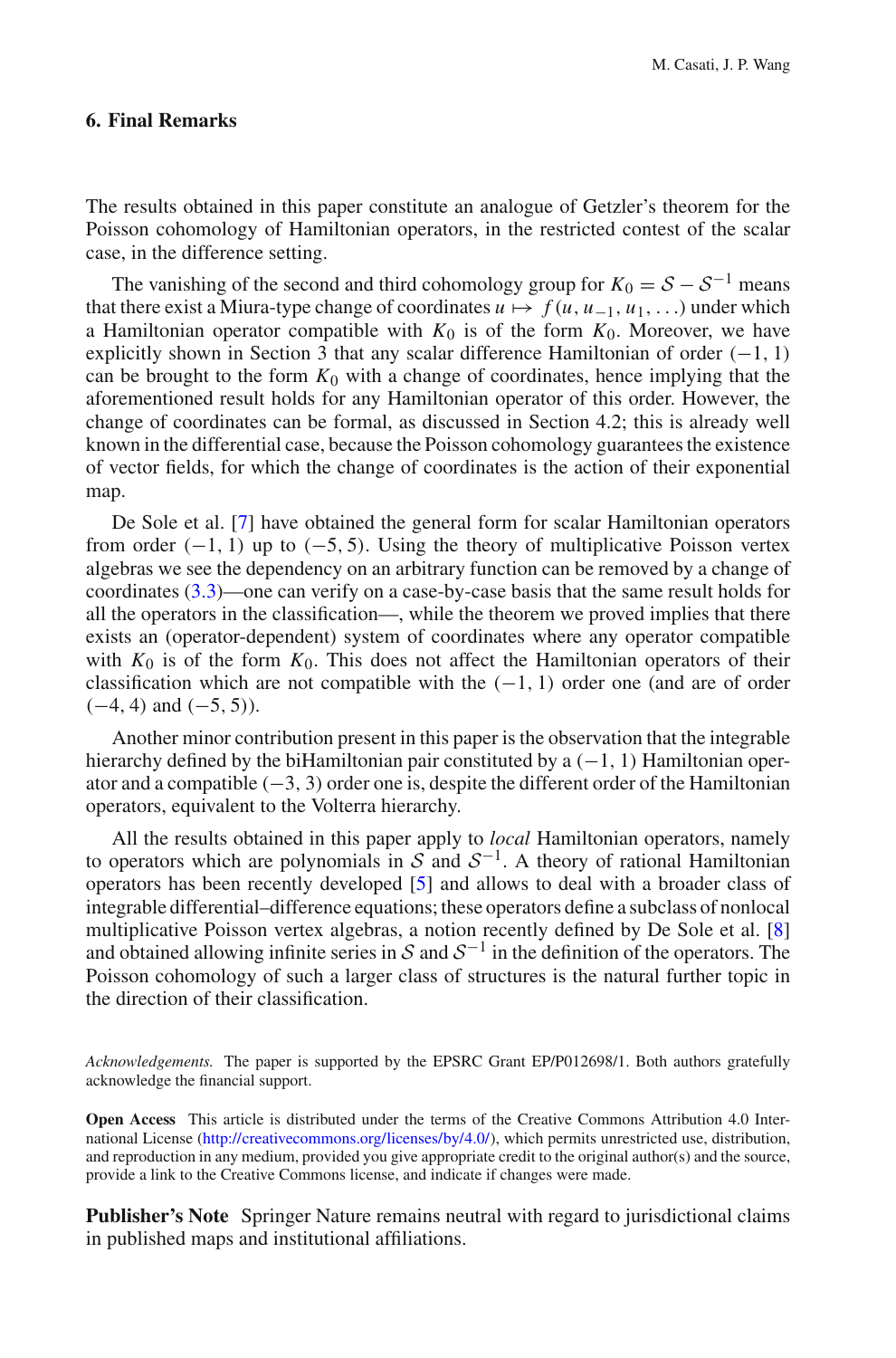## 6. Final Remarks

The results obtained in this paper constitute an analogue of Getzler's theorem for the Poisson cohomology of Hamiltonian operators, in the restricted contest of the scalar case, in the difference setting.

The vanishing of the second and third cohomology group for $K_0 = \mathcal{S} - \mathcal{S}^{-1}$ means that there exist a Miura-type change of coordinates $u \mapsto f(u, u_{-1}, u_1, \ldots)$ under which a Hamiltonian operator compatible with $K_0$ is of the form $K_0$. Moreover, we have explicitly shown in Section 3 that any scalar difference Hamiltonian of order $(-1, 1)$ can be brought to the form $K_0$ with a change of coordinates, hence implying that the aforementioned result holds for any Hamiltonian operator of this order. However, the change of coordinates can be formal, as discussed in Section 4.2; this is already well known in the differential case, because the Poisson cohomology guarantees the existence of vector fields, for which the change of coordinates is the action of their exponential map.

De Sole et al. [7] have obtained the general form for scalar Hamiltonian operators from order $(-1, 1)$ up to $(-5, 5)$. Using the theory of multiplicative Poisson vertex algebras we see the dependency on an arbitrary function can be removed by a change of coordinates (3.3)—one can verify on a case-by-case basis that the same result holds for all the operators in the classification—, while the theorem we proved implies that there exists an (operator-dependent) system of coordinates where any operator compatible with $K_0$ is of the form $K_0$. This does not affect the Hamiltonian operators of their classification which are not compatible with the $(-1, 1)$ order one (and are of order $(-4, 4)$ and $(-5, 5)$).

Another minor contribution present in this paper is the observation that the integrable hierarchy defined by the biHamiltonian pair constituted by a $(-1, 1)$ Hamiltonian operator and a compatible $(-3, 3)$ order one is, despite the different order of the Hamiltonian operators, equivalent to the Volterra hierarchy.

All the results obtained in this paper apply to *local* Hamiltonian operators, namely to operators which are polynomials in $\mathcal{S}$ and $\mathcal{S}^{-1}$. A theory of rational Hamiltonian operators has been recently developed [5] and allows to deal with a broader class of integrable differential–difference equations; these operators define a subclass of nonlocal multiplicative Poisson vertex algebras, a notion recently defined by De Sole et al. [8] and obtained allowing infinite series in $\mathcal{S}$ and $\mathcal{S}^{-1}$ in the definition of the operators. The Poisson cohomology of such a larger class of structures is the natural further topic in the direction of their classification.

*Acknowledgements.* The paper is supported by the EPSRC Grant EP/P012698/1. Both authors gratefully acknowledge the financial support.

**Open Access** This article is distributed under the terms of the Creative Commons Attribution 4.0 International License (http://creativecommons.org/licenses/by/4.0/), which permits unrestricted use, distribution, and reproduction in any medium, provided you give appropriate credit to the original author(s) and the source, provide a link to the Creative Commons license, and indicate if changes were made.

**Publisher's Note** Springer Nature remains neutral with regard to jurisdictional claims in published maps and institutional affiliations.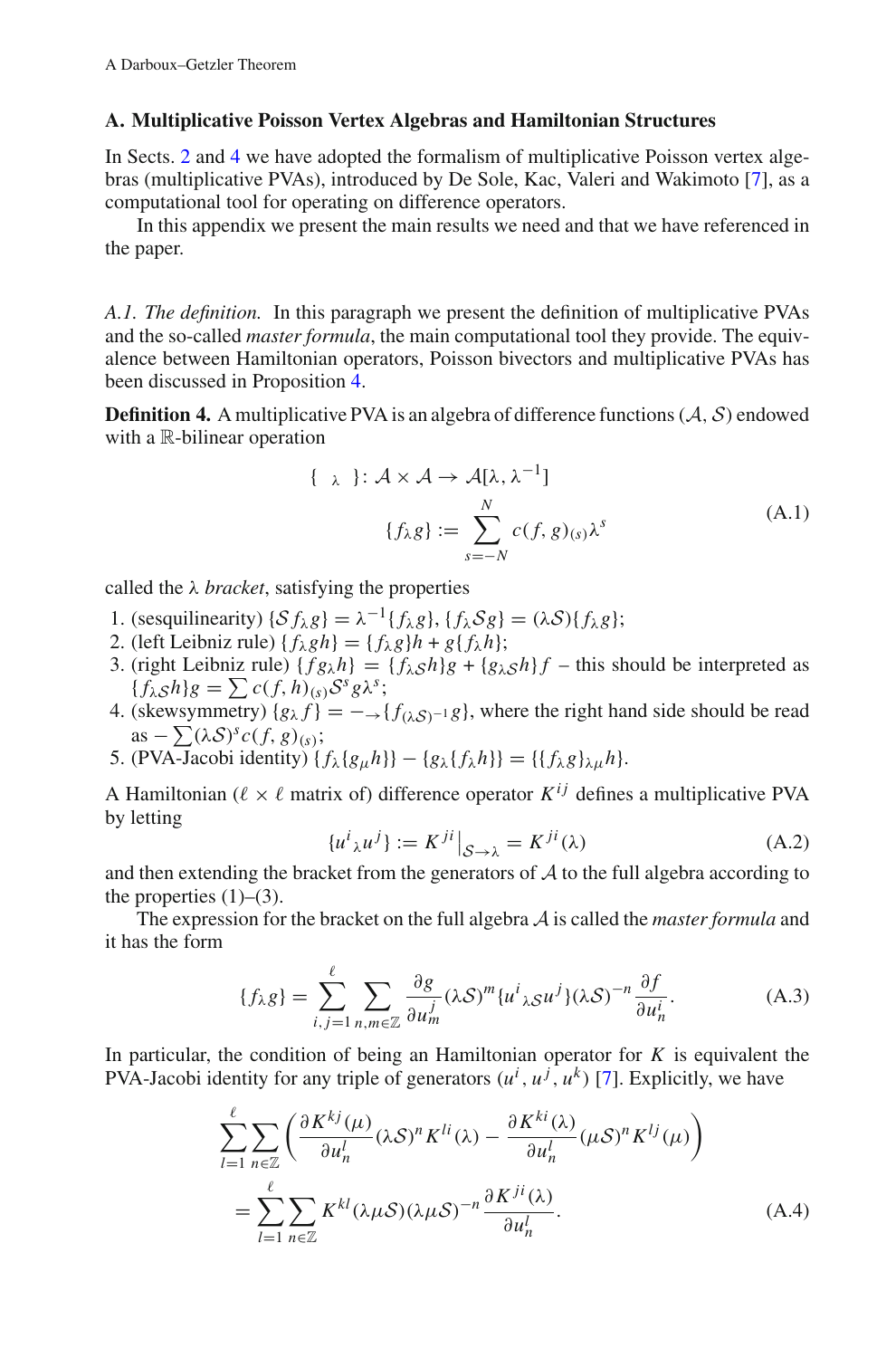## A. Multiplicative Poisson Vertex Algebras and Hamiltonian Structures

In Sects. 2 and 4 we have adopted the formalism of multiplicative Poisson vertex algebras (multiplicative PVAs), introduced by De Sole, Kac, Valeri and Wakimoto [7], as a computational tool for operating on difference operators.

In this appendix we present the main results we need and that we have referenced in the paper.

*A.1. The definition.* In this paragraph we present the definition of multiplicative PVAs and the so-called *master formula*, the main computational tool they provide. The equivalence between Hamiltonian operators, Poisson bivectors and multiplicative PVAs has been discussed in Proposition 4.

**Definition 4.** A multiplicative PVA is an algebra of difference functions $(\mathcal{A}, \mathcal{S})$ endowed with a $\mathbb{R}$-bilinear operation

$$
\begin{aligned}
\{\ {}_\lambda\ \}\colon \mathcal{A}\times\mathcal{A} &\to \mathcal{A}[\lambda,\lambda^{-1}]\\
\{f_\lambda g\} &:= \sum_{s=-N}^{N} c(f,g)_{(s)}\lambda^s
\end{aligned}
\tag{A.1}
$$

called the $\lambda$ *bracket*, satisfying the properties

1. (sesquilinearity) $\{\mathcal{S}f_\lambda g\} = \lambda^{-1}\{f_\lambda g\}$, $\{f_\lambda \mathcal{S}g\} = (\lambda\mathcal{S})\{f_\lambda g\}$;
2. (left Leibniz rule) $\{f_\lambda gh\} = \{f_\lambda g\}h + g\{f_\lambda h\}$;
3. (right Leibniz rule) $\{fg_\lambda h\} = \{f_{\lambda\mathcal{S}} h\}g + \{g_{\lambda\mathcal{S}} h\}f$ – this should be interpreted as $\{f_{\lambda\mathcal{S}} h\}g = \sum c(f,h)_{(s)}\mathcal{S}^s g\lambda^s$;
4. (skewsymmetry) $\{g_\lambda f\} = -{}_\to\{f_{(\lambda\mathcal{S})^{-1}} g\}$, where the right hand side should be read as $-\sum(\lambda\mathcal{S})^s c(f,g)_{(s)}$;
5. (PVA-Jacobi identity) $\{f_\lambda\{g_\mu h\}\} - \{g_\lambda\{f_\lambda h\}\} = \{\{f_\lambda g\}_{\lambda\mu} h\}$.

A Hamiltonian ($\ell\times\ell$ matrix of) difference operator $K^{ij}$ defines a multiplicative PVA by letting

$$
\{u^i{}_\lambda u^j\} := K^{ji}\big|_{\mathcal{S}\to\lambda} = K^{ji}(\lambda)
\tag{A.2}
$$

and then extending the bracket from the generators of $\mathcal{A}$ to the full algebra according to the properties (1)–(3).

The expression for the bracket on the full algebra $\mathcal{A}$ is called the *master formula* and it has the form

$$
\{f_\lambda g\} = \sum_{i,j=1}^{\ell}\sum_{n,m\in\mathbb{Z}} \frac{\partial g}{\partial u^j_m}(\lambda\mathcal{S})^m\{u^i{}_{\lambda\mathcal{S}} u^j\}(\lambda\mathcal{S})^{-n}\frac{\partial f}{\partial u^i_n}.
\tag{A.3}
$$

In particular, the condition of being an Hamiltonian operator for $K$ is equivalent the PVA-Jacobi identity for any triple of generators $(u^i, u^j, u^k)$ [7]. Explicitly, we have

$$
\begin{aligned}
&\sum_{l=1}^{\ell}\sum_{n\in\mathbb{Z}}\left(\frac{\partial K^{kj}(\mu)}{\partial u^l_n}(\lambda\mathcal{S})^n K^{li}(\lambda) - \frac{\partial K^{ki}(\lambda)}{\partial u^l_n}(\mu\mathcal{S})^n K^{lj}(\mu)\right)\\
&\quad = \sum_{l=1}^{\ell}\sum_{n\in\mathbb{Z}} K^{kl}(\lambda\mu\mathcal{S})(\lambda\mu\mathcal{S})^{-n}\frac{\partial K^{ji}(\lambda)}{\partial u^l_n}.
\end{aligned}
\tag{A.4}
$$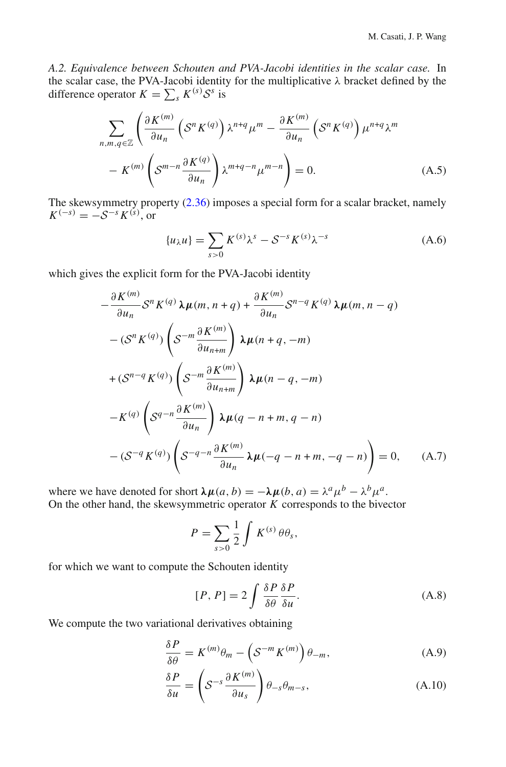*A.2. Equivalence between Schouten and PVA-Jacobi identities in the scalar case.* In the scalar case, the PVA-Jacobi identity for the multiplicative λ bracket defined by the difference operator $K = \sum_s K^{(s)}\mathcal{S}^s$ is

$$
\begin{aligned}
\sum_{n,m,q\in\mathbb{Z}} \Bigg( & \frac{\partial K^{(m)}}{\partial u_n}\left(\mathcal{S}^n K^{(q)}\right)\lambda^{n+q}\mu^m - \frac{\partial K^{(m)}}{\partial u_n}\left(\mathcal{S}^n K^{(q)}\right)\mu^{n+q}\lambda^m \\
& - K^{(m)}\left(\mathcal{S}^{m-n}\frac{\partial K^{(q)}}{\partial u_n}\right)\lambda^{m+q-n}\mu^{m-n}\Bigg) = 0.
\end{aligned}
\tag{A.5}
$$

The skewsymmetry property (2.36) imposes a special form for a scalar bracket, namely $K^{(-s)} = -\mathcal{S}^{-s}K^{(s)}$, or

$$
\{u_\lambda u\} = \sum_{s>0} K^{(s)}\lambda^s - \mathcal{S}^{-s}K^{(s)}\lambda^{-s}
\tag{A.6}
$$

which gives the explicit form for the PVA-Jacobi identity

$$
\begin{aligned}
& -\frac{\partial K^{(m)}}{\partial u_n}\mathcal{S}^n K^{(q)}\,\boldsymbol{\lambda\mu}(m, n+q) + \frac{\partial K^{(m)}}{\partial u_n}\mathcal{S}^{n-q}K^{(q)}\,\boldsymbol{\lambda\mu}(m, n-q) \\
& -(\mathcal{S}^n K^{(q)})\left(\mathcal{S}^{-m}\frac{\partial K^{(m)}}{\partial u_{n+m}}\right)\boldsymbol{\lambda\mu}(n+q, -m) \\
& +(\mathcal{S}^{n-q}K^{(q)})\left(\mathcal{S}^{-m}\frac{\partial K^{(m)}}{\partial u_{n+m}}\right)\boldsymbol{\lambda\mu}(n-q, -m) \\
& -K^{(q)}\left(\mathcal{S}^{q-n}\frac{\partial K^{(m)}}{\partial u_n}\right)\boldsymbol{\lambda\mu}(q-n+m, q-n) \\
& -(\mathcal{S}^{-q}K^{(q)})\left(\mathcal{S}^{-q-n}\frac{\partial K^{(m)}}{\partial u_n}\,\boldsymbol{\lambda\mu}(-q-n+m, -q-n)\right) = 0,
\end{aligned}
\tag{A.7}
$$

where we have denoted for short $\boldsymbol{\lambda\mu}(a, b) = -\boldsymbol{\lambda\mu}(b, a) = \lambda^a\mu^b - \lambda^b\mu^a$.
On the other hand, the skewsymmetric operator $K$ corresponds to the bivector

$$
P = \sum_{s>0}\frac{1}{2}\int K^{(s)}\,\theta\theta_s,
$$

for which we want to compute the Schouten identity

$$
[P, P] = 2\int \frac{\delta P}{\delta\theta}\frac{\delta P}{\delta u}.
\tag{A.8}
$$

We compute the two variational derivatives obtaining

$$
\frac{\delta P}{\delta\theta} = K^{(m)}\theta_m - \left(\mathcal{S}^{-m}K^{(m)}\right)\theta_{-m},
\tag{A.9}
$$

$$
\frac{\delta P}{\delta u} = \left(\mathcal{S}^{-s}\frac{\partial K^{(m)}}{\partial u_s}\right)\theta_{-s}\theta_{m-s},
\tag{A.10}
$$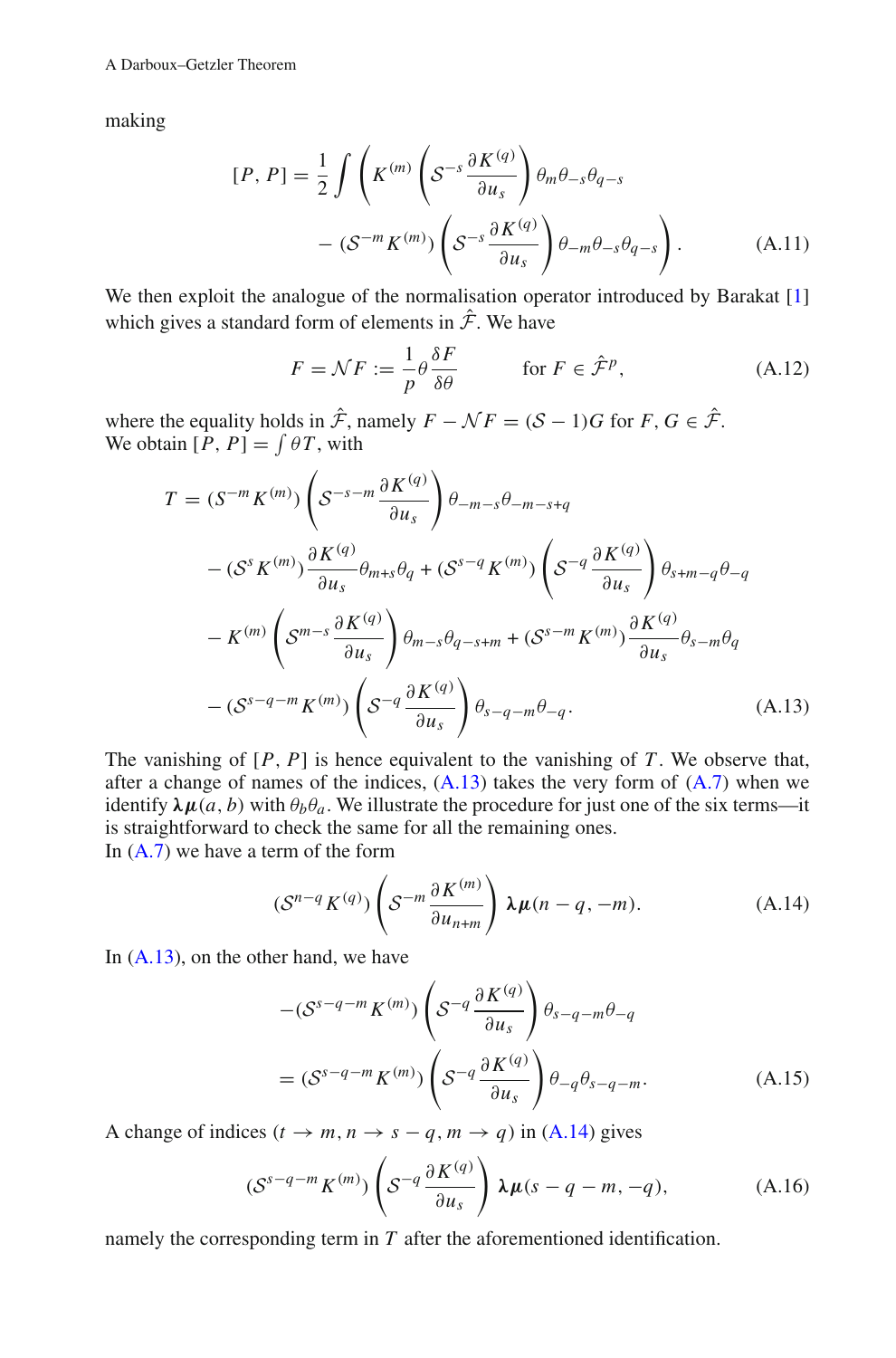making

$$
[P, P] = \frac{1}{2} \int \left( K^{(m)} \left( \mathcal{S}^{-s} \frac{\partial K^{(q)}}{\partial u_s} \right) \theta_m \theta_{-s} \theta_{q-s} \right.
$$
$$
\left. - (\mathcal{S}^{-m} K^{(m)}) \left( \mathcal{S}^{-s} \frac{\partial K^{(q)}}{\partial u_s} \right) \theta_{-m} \theta_{-s} \theta_{q-s} \right). \tag{A.11}
$$

We then exploit the analogue of the normalisation operator introduced by Barakat [1] which gives a standard form of elements in $\hat{\mathcal{F}}$. We have

$$
F = \mathcal{N} F := \frac{1}{p} \theta \frac{\delta F}{\delta \theta} \qquad \text{for } F \in \hat{\mathcal{F}}^p, \tag{A.12}
$$

where the equality holds in $\hat{\mathcal{F}}$, namely $F - \mathcal{N} F = (\mathcal{S} - 1) G$ for $F, G \in \hat{\mathcal{F}}$. We obtain $[P, P] = \int \theta T$, with

$$
\begin{aligned}
T = {} & (\mathcal{S}^{-m} K^{(m)}) \left( \mathcal{S}^{-s-m} \frac{\partial K^{(q)}}{\partial u_s} \right) \theta_{-m-s} \theta_{-m-s+q} \\
& - (\mathcal{S}^{s} K^{(m)}) \frac{\partial K^{(q)}}{\partial u_s} \theta_{m+s} \theta_q + (\mathcal{S}^{s-q} K^{(m)}) \left( \mathcal{S}^{-q} \frac{\partial K^{(q)}}{\partial u_s} \right) \theta_{s+m-q} \theta_{-q} \\
& - K^{(m)} \left( \mathcal{S}^{m-s} \frac{\partial K^{(q)}}{\partial u_s} \right) \theta_{m-s} \theta_{q-s+m} + (\mathcal{S}^{s-m} K^{(m)}) \frac{\partial K^{(q)}}{\partial u_s} \theta_{s-m} \theta_q \\
& - (\mathcal{S}^{s-q-m} K^{(m)}) \left( \mathcal{S}^{-q} \frac{\partial K^{(q)}}{\partial u_s} \right) \theta_{s-q-m} \theta_{-q}.
\end{aligned} \tag{A.13}
$$

The vanishing of $[P, P]$ is hence equivalent to the vanishing of $T$. We observe that, after a change of names of the indices, (A.13) takes the very form of (A.7) when we identify $\boldsymbol{\lambda\mu}(a, b)$ with $\theta_b \theta_a$. We illustrate the procedure for just one of the six terms—it is straightforward to check the same for all the remaining ones.

In (A.7) we have a term of the form

$$
(\mathcal{S}^{n-q} K^{(q)}) \left( \mathcal{S}^{-m} \frac{\partial K^{(m)}}{\partial u_{n+m}} \right) \boldsymbol{\lambda\mu}(n - q, -m). \tag{A.14}
$$

In (A.13), on the other hand, we have

$$
\begin{aligned}
& -(\mathcal{S}^{s-q-m} K^{(m)}) \left( \mathcal{S}^{-q} \frac{\partial K^{(q)}}{\partial u_s} \right) \theta_{s-q-m} \theta_{-q} \\
& = (\mathcal{S}^{s-q-m} K^{(m)}) \left( \mathcal{S}^{-q} \frac{\partial K^{(q)}}{\partial u_s} \right) \theta_{-q} \theta_{s-q-m}.
\end{aligned} \tag{A.15}
$$

A change of indices ($t \to m, n \to s - q, m \to q$) in (A.14) gives

$$
(\mathcal{S}^{s-q-m} K^{(m)}) \left( \mathcal{S}^{-q} \frac{\partial K^{(q)}}{\partial u_s} \right) \boldsymbol{\lambda\mu}(s - q - m, -q), \tag{A.16}
$$

namely the corresponding term in $T$ after the aforementioned identification.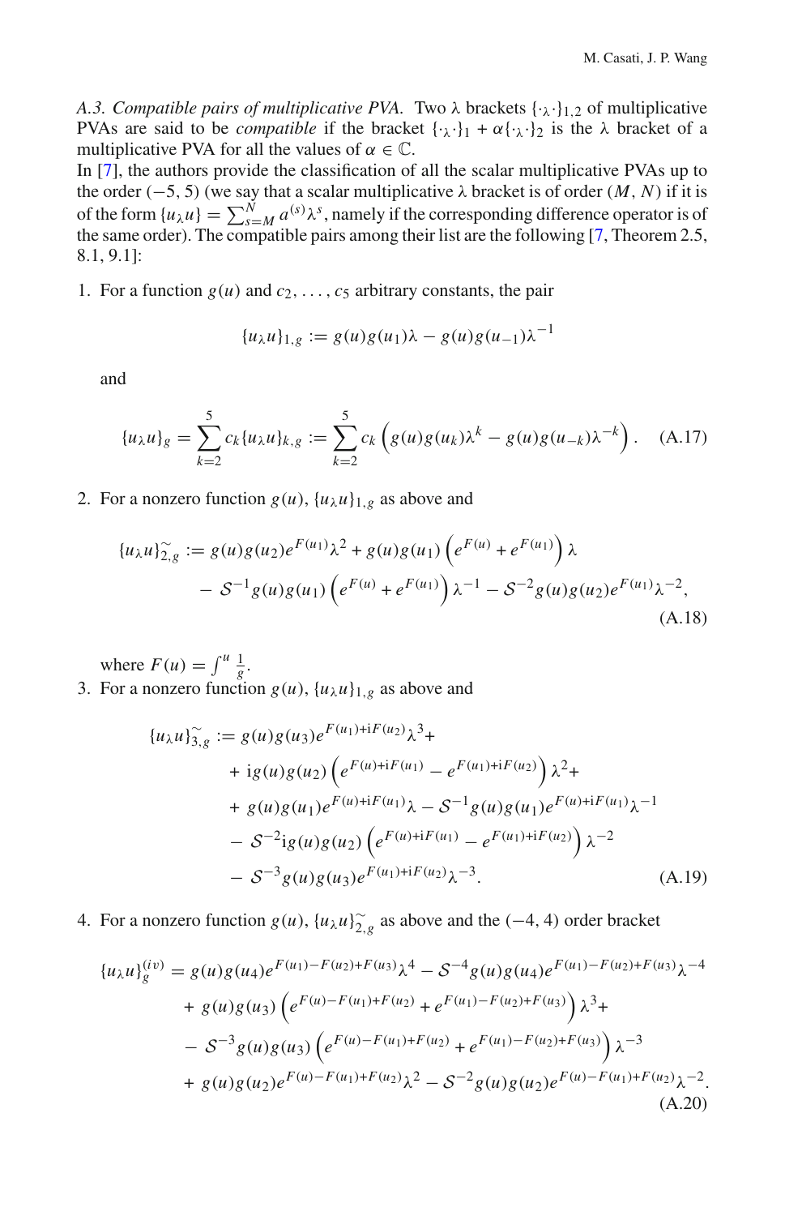*A.3. Compatible pairs of multiplicative PVA.* Two λ brackets $\{\cdot_\lambda\cdot\}_{1,2}$ of multiplicative PVAs are said to be *compatible* if the bracket $\{\cdot_\lambda\cdot\}_1 + \alpha\{\cdot_\lambda\cdot\}_2$ is the λ bracket of a multiplicative PVA for all the values of $\alpha \in \mathbb{C}$.

In [7], the authors provide the classification of all the scalar multiplicative PVAs up to the order $(-5, 5)$ (we say that a scalar multiplicative λ bracket is of order $(M, N)$ if it is of the form $\{u_\lambda u\} = \sum_{s=M}^{N} a^{(s)}\lambda^s$, namely if the corresponding difference operator is of the same order). The compatible pairs among their list are the following [7, Theorem 2.5, 8.1, 9.1]:

1. For a function $g(u)$ and $c_2, \dots, c_5$ arbitrary constants, the pair

$$\{u_\lambda u\}_{1,g} := g(u)g(u_1)\lambda - g(u)g(u_{-1})\lambda^{-1}$$

and

$$\{u_\lambda u\}_g = \sum_{k=2}^{5} c_k \{u_\lambda u\}_{k,g} := \sum_{k=2}^{5} c_k \left( g(u)g(u_k)\lambda^k - g(u)g(u_{-k})\lambda^{-k} \right). \quad \text{(A.17)}$$

2. For a nonzero function $g(u)$, $\{u_\lambda u\}_{1,g}$ as above and

$$\begin{aligned}\{u_\lambda u\}_{2,g}^{\sim} := {} & g(u)g(u_2)e^{F(u_1)}\lambda^2 + g(u)g(u_1)\left(e^{F(u)} + e^{F(u_1)}\right)\lambda \\ & - \mathcal{S}^{-1}g(u)g(u_1)\left(e^{F(u)} + e^{F(u_1)}\right)\lambda^{-1} - \mathcal{S}^{-2}g(u)g(u_2)e^{F(u_1)}\lambda^{-2},\end{aligned} \quad \text{(A.18)}$$

where $F(u) = \int^u \frac{1}{g}$.

3. For a nonzero function $g(u)$, $\{u_\lambda u\}_{1,g}$ as above and

$$\begin{aligned}\{u_\lambda u\}_{3,g}^{\sim} := {} & g(u)g(u_3)e^{F(u_1)+\mathrm{i}F(u_2)}\lambda^3 + \\ & + \mathrm{i}g(u)g(u_2)\left(e^{F(u)+\mathrm{i}F(u_1)} - e^{F(u_1)+\mathrm{i}F(u_2)}\right)\lambda^2 + \\ & + g(u)g(u_1)e^{F(u)+\mathrm{i}F(u_1)}\lambda - \mathcal{S}^{-1}g(u)g(u_1)e^{F(u)+\mathrm{i}F(u_1)}\lambda^{-1} \\ & - \mathcal{S}^{-2}\mathrm{i}g(u)g(u_2)\left(e^{F(u)+\mathrm{i}F(u_1)} - e^{F(u_1)+\mathrm{i}F(u_2)}\right)\lambda^{-2} \\ & - \mathcal{S}^{-3}g(u)g(u_3)e^{F(u_1)+\mathrm{i}F(u_2)}\lambda^{-3}.\end{aligned} \quad \text{(A.19)}$$

4. For a nonzero function $g(u)$, $\{u_\lambda u\}_{2,g}^{\sim}$ as above and the $(-4, 4)$ order bracket

$$\begin{aligned}\{u_\lambda u\}_g^{(iv)} = {} & g(u)g(u_4)e^{F(u_1)-F(u_2)+F(u_3)}\lambda^4 - \mathcal{S}^{-4}g(u)g(u_4)e^{F(u_1)-F(u_2)+F(u_3)}\lambda^{-4} \\ & + g(u)g(u_3)\left(e^{F(u)-F(u_1)+F(u_2)} + e^{F(u_1)-F(u_2)+F(u_3)}\right)\lambda^3 + \\ & - \mathcal{S}^{-3}g(u)g(u_3)\left(e^{F(u)-F(u_1)+F(u_2)} + e^{F(u_1)-F(u_2)+F(u_3)}\right)\lambda^{-3} \\ & + g(u)g(u_2)e^{F(u)-F(u_1)+F(u_2)}\lambda^2 - \mathcal{S}^{-2}g(u)g(u_2)e^{F(u)-F(u_1)+F(u_2)}\lambda^{-2}.\end{aligned} \quad \text{(A.20)}$$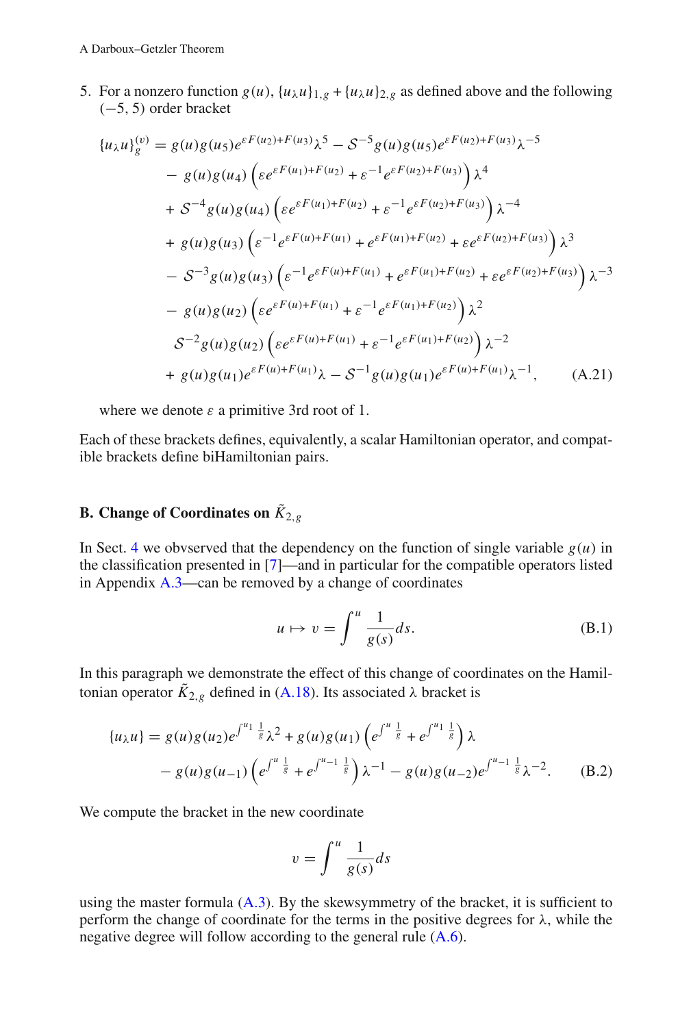5. For a nonzero function $g(u)$, $\{u_\lambda u\}_{1,g} + \{u_\lambda u\}_{2,g}$ as defined above and the following $(-5, 5)$ order bracket

$$
\begin{aligned}
\{u_\lambda u\}_g^{(v)} &= g(u)g(u_5)e^{\varepsilon F(u_2)+F(u_3)}\lambda^5 - \mathcal{S}^{-5} g(u)g(u_5)e^{\varepsilon F(u_2)+F(u_3)}\lambda^{-5} \\
&\quad - g(u)g(u_4)\left(\varepsilon e^{\varepsilon F(u_1)+F(u_2)} + \varepsilon^{-1} e^{\varepsilon F(u_2)+F(u_3)}\right)\lambda^4 \\
&\quad + \mathcal{S}^{-4} g(u)g(u_4)\left(\varepsilon e^{\varepsilon F(u_1)+F(u_2)} + \varepsilon^{-1} e^{\varepsilon F(u_2)+F(u_3)}\right)\lambda^{-4} \\
&\quad + g(u)g(u_3)\left(\varepsilon^{-1} e^{\varepsilon F(u)+F(u_1)} + e^{\varepsilon F(u_1)+F(u_2)} + \varepsilon e^{\varepsilon F(u_2)+F(u_3)}\right)\lambda^3 \\
&\quad - \mathcal{S}^{-3} g(u)g(u_3)\left(\varepsilon^{-1} e^{\varepsilon F(u)+F(u_1)} + e^{\varepsilon F(u_1)+F(u_2)} + \varepsilon e^{\varepsilon F(u_2)+F(u_3)}\right)\lambda^{-3} \\
&\quad - g(u)g(u_2)\left(\varepsilon e^{\varepsilon F(u)+F(u_1)} + \varepsilon^{-1} e^{\varepsilon F(u_1)+F(u_2)}\right)\lambda^2 \\
&\quad \mathcal{S}^{-2} g(u)g(u_2)\left(\varepsilon e^{\varepsilon F(u)+F(u_1)} + \varepsilon^{-1} e^{\varepsilon F(u_1)+F(u_2)}\right)\lambda^{-2} \\
&\quad + g(u)g(u_1)e^{\varepsilon F(u)+F(u_1)}\lambda - \mathcal{S}^{-1} g(u)g(u_1)e^{\varepsilon F(u)+F(u_1)}\lambda^{-1}, \qquad \text{(A.21)}
\end{aligned}
$$

where we denote $\varepsilon$ a primitive 3rd root of 1.

Each of these brackets defines, equivalently, a scalar Hamiltonian operator, and compatible brackets define biHamiltonian pairs.

## B. Change of Coordinates on $\tilde{K}_{2,g}$

In Sect. 4 we obvserved that the dependency on the function of single variable $g(u)$ in the classification presented in [7]—and in particular for the compatible operators listed in Appendix A.3—can be removed by a change of coordinates

$$
u \mapsto v = \int^u \frac{1}{g(s)} ds. \qquad \text{(B.1)}
$$

In this paragraph we demonstrate the effect of this change of coordinates on the Hamiltonian operator $\tilde{K}_{2,g}$ defined in (A.18). Its associated $\lambda$ bracket is

$$
\begin{aligned}
\{u_\lambda u\} &= g(u)g(u_2)e^{\int^{u_1}\frac{1}{g}}\lambda^2 + g(u)g(u_1)\left(e^{\int^{u}\frac{1}{g}} + e^{\int^{u_1}\frac{1}{g}}\right)\lambda \\
&\quad - g(u)g(u_{-1})\left(e^{\int^{u}\frac{1}{g}} + e^{\int^{u_{-1}}\frac{1}{g}}\right)\lambda^{-1} - g(u)g(u_{-2})e^{\int^{u_{-1}}\frac{1}{g}}\lambda^{-2}. \qquad \text{(B.2)}
\end{aligned}
$$

We compute the bracket in the new coordinate

$$
v = \int^u \frac{1}{g(s)} ds
$$

using the master formula (A.3). By the skewsymmetry of the bracket, it is sufficient to perform the change of coordinate for the terms in the positive degrees for $\lambda$, while the negative degree will follow according to the general rule (A.6).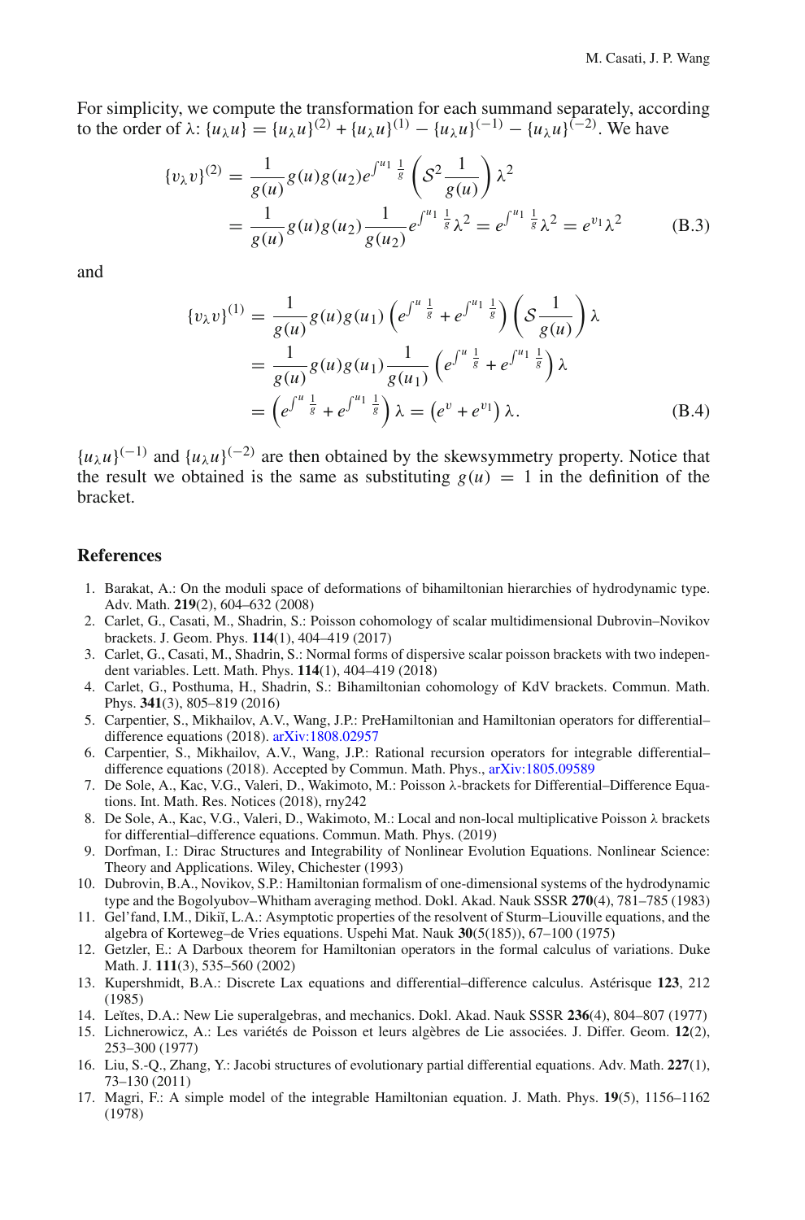For simplicity, we compute the transformation for each summand separately, according to the order of $\lambda$: $\{u_\lambda u\} = \{u_\lambda u\}^{(2)} + \{u_\lambda u\}^{(1)} - \{u_\lambda u\}^{(-1)} - \{u_\lambda u\}^{(-2)}$. We have

$$
\begin{aligned}
\{v_\lambda v\}^{(2)} &= \frac{1}{g(u)} g(u) g(u_2) e^{\int^{u_1} \frac{1}{g}} \left( \mathcal{S}^2 \frac{1}{g(u)} \right) \lambda^2 \\
&= \frac{1}{g(u)} g(u) g(u_2) \frac{1}{g(u_2)} e^{\int^{u_1} \frac{1}{g}} \lambda^2 = e^{\int^{u_1} \frac{1}{g}} \lambda^2 = e^{v_1} \lambda^2
\end{aligned}
\tag{B.3}
$$

and

$$
\begin{aligned}
\{v_\lambda v\}^{(1)} &= \frac{1}{g(u)} g(u) g(u_1) \left( e^{\int^{u} \frac{1}{g}} + e^{\int^{u_1} \frac{1}{g}} \right) \left( \mathcal{S} \frac{1}{g(u)} \right) \lambda \\
&= \frac{1}{g(u)} g(u) g(u_1) \frac{1}{g(u_1)} \left( e^{\int^{u} \frac{1}{g}} + e^{\int^{u_1} \frac{1}{g}} \right) \lambda \\
&= \left( e^{\int^{u} \frac{1}{g}} + e^{\int^{u_1} \frac{1}{g}} \right) \lambda = \left( e^{v} + e^{v_1} \right) \lambda.
\end{aligned}
\tag{B.4}
$$

$\{u_\lambda u\}^{(-1)}$ and $\{u_\lambda u\}^{(-2)}$ are then obtained by the skewsymmetry property. Notice that the result we obtained is the same as substituting $g(u) = 1$ in the definition of the bracket.

## References

1. Barakat, A.: On the moduli space of deformations of bihamiltonian hierarchies of hydrodynamic type. Adv. Math. **219**(2), 604–632 (2008)
2. Carlet, G., Casati, M., Shadrin, S.: Poisson cohomology of scalar multidimensional Dubrovin–Novikov brackets. J. Geom. Phys. **114**(1), 404–419 (2017)
3. Carlet, G., Casati, M., Shadrin, S.: Normal forms of dispersive scalar poisson brackets with two independent variables. Lett. Math. Phys. **114**(1), 404–419 (2018)
4. Carlet, G., Posthuma, H., Shadrin, S.: Bihamiltonian cohomology of KdV brackets. Commun. Math. Phys. **341**(3), 805–819 (2016)
5. Carpentier, S., Mikhailov, A.V., Wang, J.P.: PreHamiltonian and Hamiltonian operators for differential–difference equations (2018). arXiv:1808.02957
6. Carpentier, S., Mikhailov, A.V., Wang, J.P.: Rational recursion operators for integrable differential–difference equations (2018). Accepted by Commun. Math. Phys., arXiv:1805.09589
7. De Sole, A., Kac, V.G., Valeri, D., Wakimoto, M.: Poisson λ-brackets for Differential–Difference Equations. Int. Math. Res. Notices (2018), rny242
8. De Sole, A., Kac, V.G., Valeri, D., Wakimoto, M.: Local and non-local multiplicative Poisson λ brackets for differential–difference equations. Commun. Math. Phys. (2019)
9. Dorfman, I.: Dirac Structures and Integrability of Nonlinear Evolution Equations. Nonlinear Science: Theory and Applications. Wiley, Chichester (1993)
10. Dubrovin, B.A., Novikov, S.P.: Hamiltonian formalism of one-dimensional systems of the hydrodynamic type and the Bogolyubov–Whitham averaging method. Dokl. Akad. Nauk SSSR **270**(4), 781–785 (1983)
11. Gel'fand, I.M., Dikiĭ, L.A.: Asymptotic properties of the resolvent of Sturm–Liouville equations, and the algebra of Korteweg–de Vries equations. Uspehi Mat. Nauk **30**(5(185)), 67–100 (1975)
12. Getzler, E.: A Darboux theorem for Hamiltonian operators in the formal calculus of variations. Duke Math. J. **111**(3), 535–560 (2002)
13. Kupershmidt, B.A.: Discrete Lax equations and differential–difference calculus. Astérisque **123**, 212 (1985)
14. Leĭtes, D.A.: New Lie superalgebras, and mechanics. Dokl. Akad. Nauk SSSR **236**(4), 804–807 (1977)
15. Lichnerowicz, A.: Les variétés de Poisson et leurs algèbres de Lie associées. J. Differ. Geom. **12**(2), 253–300 (1977)
16. Liu, S.-Q., Zhang, Y.: Jacobi structures of evolutionary partial differential equations. Adv. Math. **227**(1), 73–130 (2011)
17. Magri, F.: A simple model of the integrable Hamiltonian equation. J. Math. Phys. **19**(5), 1156–1162 (1978)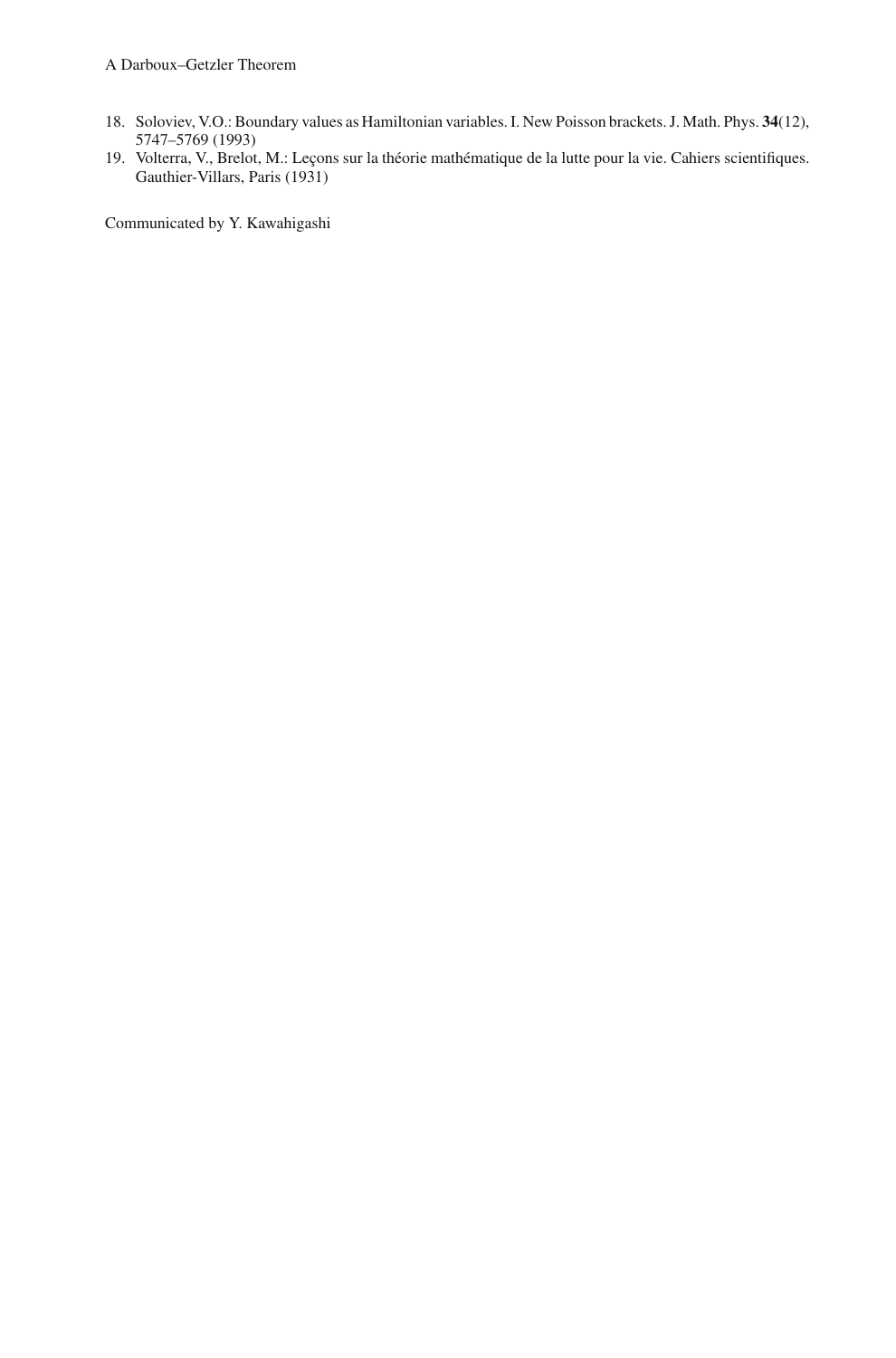18. Soloviev, V.O.: Boundary values as Hamiltonian variables. I. New Poisson brackets. J. Math. Phys. **34**(12), 5747–5769 (1993)
19. Volterra, V., Brelot, M.: Leçons sur la théorie mathématique de la lutte pour la vie. Cahiers scientifiques. Gauthier-Villars, Paris (1931)

Communicated by Y. Kawahigashi